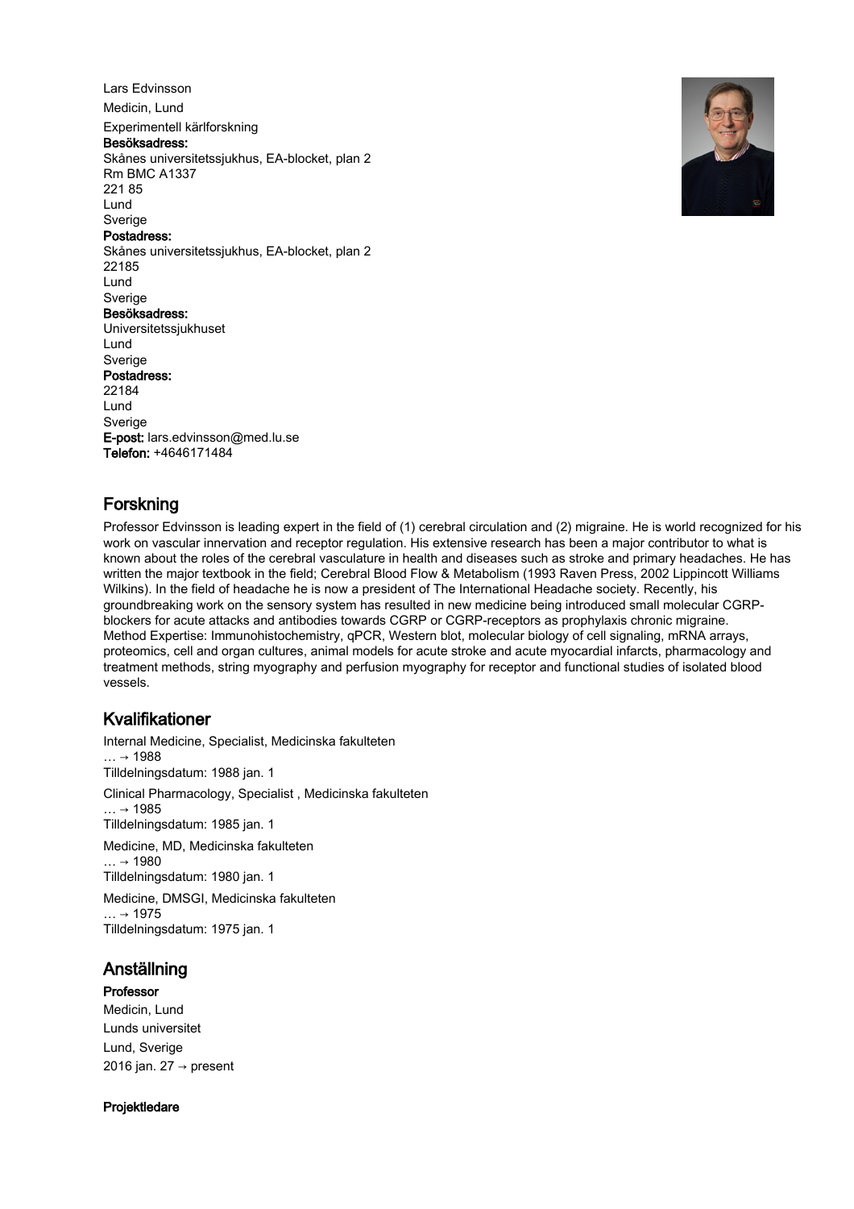Lars Edvinsson

Medicin, Lund

Experimentell kärlforskning

**Besöksadress:**
Skånes universitetssjukhus, EA-blocket, plan 2
Rm BMC A1337
221 85
Lund
Sverige

**Postadress:**
Skånes universitetssjukhus, EA-blocket, plan 2
22185
Lund
Sverige

**Besöksadress:**
Universitetssjukhuset
Lund
Sverige

**Postadress:**
22184
Lund
Sverige

**E-post:** lars.edvinsson@med.lu.se
**Telefon:** +4646171484

## Forskning

Professor Edvinsson is leading expert in the field of (1) cerebral circulation and (2) migraine. He is world recognized for his work on vascular innervation and receptor regulation. His extensive research has been a major contributor to what is known about the roles of the cerebral vasculature in health and diseases such as stroke and primary headaches. He has written the major textbook in the field; Cerebral Blood Flow & Metabolism (1993 Raven Press, 2002 Lippincott Williams Wilkins). In the field of headache he is now a president of The International Headache society. Recently, his groundbreaking work on the sensory system has resulted in new medicine being introduced small molecular CGRP-blockers for acute attacks and antibodies towards CGRP or CGRP-receptors as prophylaxis chronic migraine.
Method Expertise: Immunohistochemistry, qPCR, Western blot, molecular biology of cell signaling, mRNA arrays, proteomics, cell and organ cultures, animal models for acute stroke and acute myocardial infarcts, pharmacology and treatment methods, string myography and perfusion myography for receptor and functional studies of isolated blood vessels.

## Kvalifikationer

Internal Medicine, Specialist, Medicinska fakulteten
… → 1988
Tilldelningsdatum: 1988 jan. 1

Clinical Pharmacology, Specialist , Medicinska fakulteten
… → 1985
Tilldelningsdatum: 1985 jan. 1

Medicine, MD, Medicinska fakulteten
… → 1980
Tilldelningsdatum: 1980 jan. 1

Medicine, DMSGI, Medicinska fakulteten
… → 1975
Tilldelningsdatum: 1975 jan. 1

## Anställning

**Professor**
Medicin, Lund
Lunds universitet
Lund, Sverige
2016 jan. 27 → present

**Projektledare**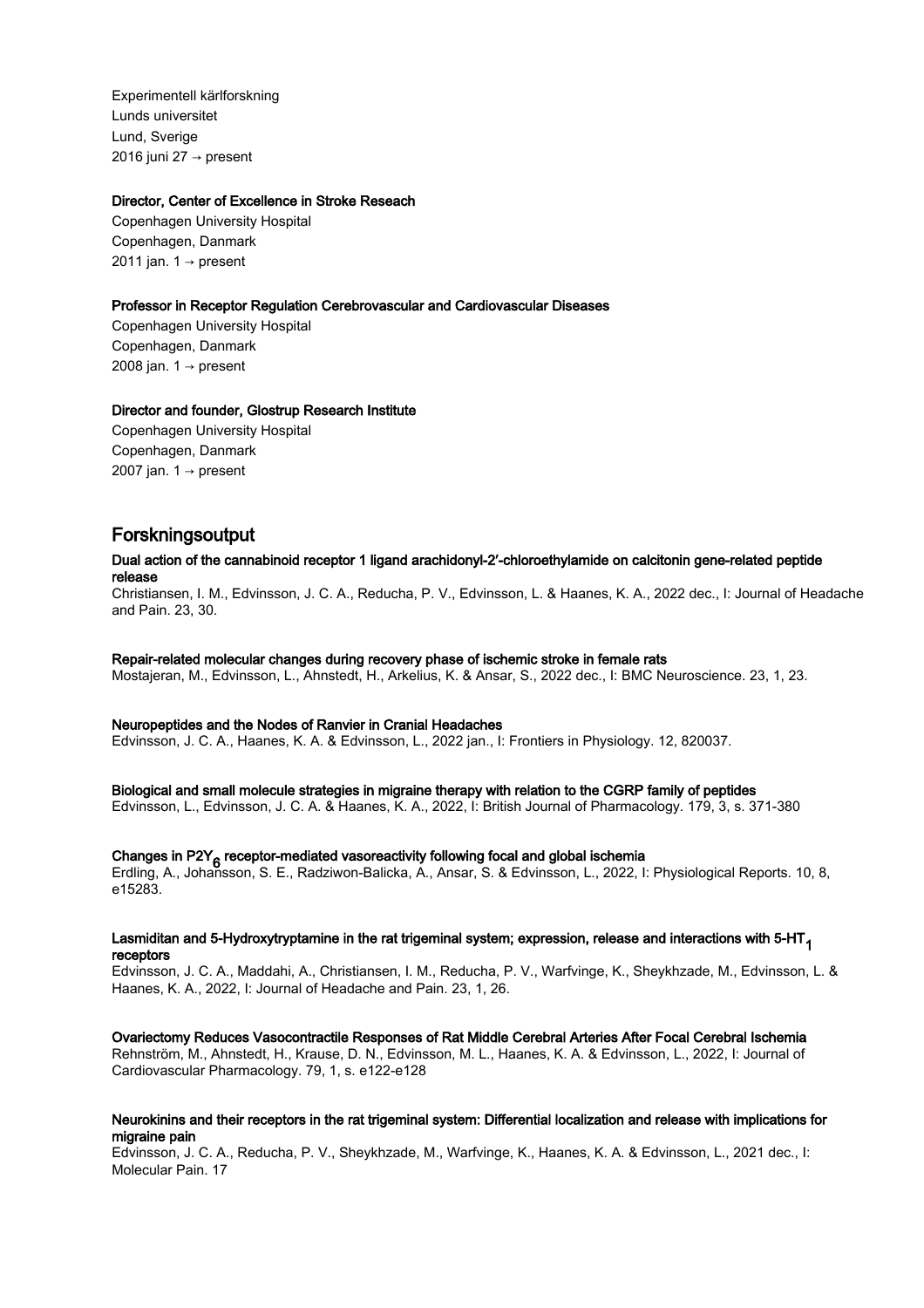Experimentell kärlforskning
Lunds universitet
Lund, Sverige
2016 juni 27 → present

**Director, Center of Excellence in Stroke Reseach**
Copenhagen University Hospital
Copenhagen, Danmark
2011 jan. 1 → present

**Professor in Receptor Regulation Cerebrovascular and Cardiovascular Diseases**
Copenhagen University Hospital
Copenhagen, Danmark
2008 jan. 1 → present

**Director and founder, Glostrup Research Institute**
Copenhagen University Hospital
Copenhagen, Danmark
2007 jan. 1 → present

## Forskningsoutput

**Dual action of the cannabinoid receptor 1 ligand arachidonyl-2′-chloroethylamide on calcitonin gene-related peptide release**
Christiansen, I. M., Edvinsson, J. C. A., Reducha, P. V., Edvinsson, L. & Haanes, K. A., 2022 dec., I: Journal of Headache and Pain. 23, 30.

**Repair-related molecular changes during recovery phase of ischemic stroke in female rats**
Mostajeran, M., Edvinsson, L., Ahnstedt, H., Arkelius, K. & Ansar, S., 2022 dec., I: BMC Neuroscience. 23, 1, 23.

**Neuropeptides and the Nodes of Ranvier in Cranial Headaches**
Edvinsson, J. C. A., Haanes, K. A. & Edvinsson, L., 2022 jan., I: Frontiers in Physiology. 12, 820037.

**Biological and small molecule strategies in migraine therapy with relation to the CGRP family of peptides**
Edvinsson, L., Edvinsson, J. C. A. & Haanes, K. A., 2022, I: British Journal of Pharmacology. 179, 3, s. 371-380

**Changes in $P2Y_6$ receptor-mediated vasoreactivity following focal and global ischemia**
Erdling, A., Johansson, S. E., Radziwon-Balicka, A., Ansar, S. & Edvinsson, L., 2022, I: Physiological Reports. 10, 8, e15283.

**Lasmiditan and 5-Hydroxytryptamine in the rat trigeminal system; expression, release and interactions with $5\text{-}HT_1$ receptors**
Edvinsson, J. C. A., Maddahi, A., Christiansen, I. M., Reducha, P. V., Warfvinge, K., Sheykhzade, M., Edvinsson, L. & Haanes, K. A., 2022, I: Journal of Headache and Pain. 23, 1, 26.

**Ovariectomy Reduces Vasocontractile Responses of Rat Middle Cerebral Arteries After Focal Cerebral Ischemia**
Rehnström, M., Ahnstedt, H., Krause, D. N., Edvinsson, M. L., Haanes, K. A. & Edvinsson, L., 2022, I: Journal of Cardiovascular Pharmacology. 79, 1, s. e122-e128

**Neurokinins and their receptors in the rat trigeminal system: Differential localization and release with implications for migraine pain**
Edvinsson, J. C. A., Reducha, P. V., Sheykhzade, M., Warfvinge, K., Haanes, K. A. & Edvinsson, L., 2021 dec., I: Molecular Pain. 17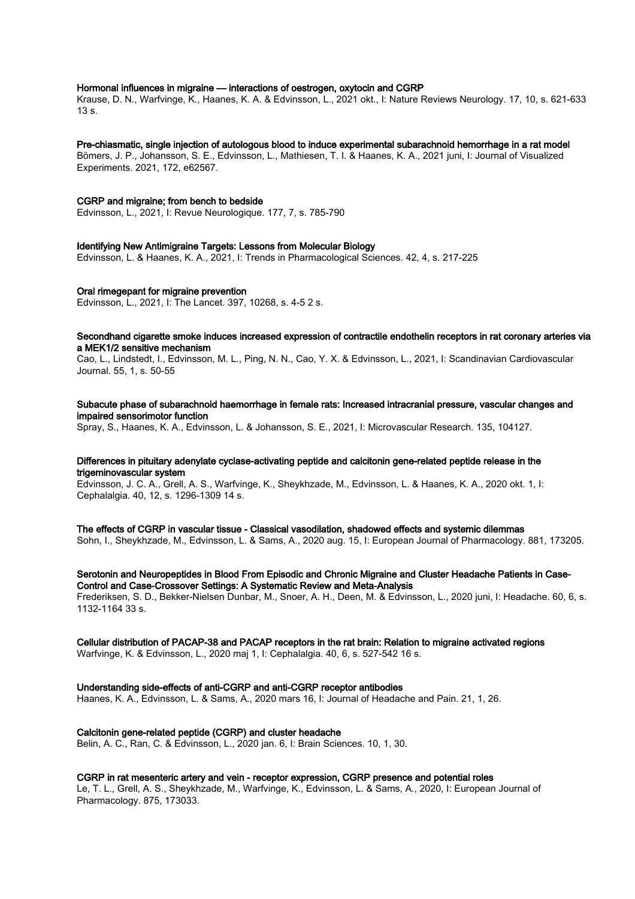**Hormonal influences in migraine — interactions of oestrogen, oxytocin and CGRP**
Krause, D. N., Warfvinge, K., Haanes, K. A. & Edvinsson, L., 2021 okt., I: Nature Reviews Neurology. 17, 10, s. 621-633 13 s.

**Pre-chiasmatic, single injection of autologous blood to induce experimental subarachnoid hemorrhage in a rat model**
Bömers, J. P., Johansson, S. E., Edvinsson, L., Mathiesen, T. I. & Haanes, K. A., 2021 juni, I: Journal of Visualized Experiments. 2021, 172, e62567.

**CGRP and migraine; from bench to bedside**
Edvinsson, L., 2021, I: Revue Neurologique. 177, 7, s. 785-790

**Identifying New Antimigraine Targets: Lessons from Molecular Biology**
Edvinsson, L. & Haanes, K. A., 2021, I: Trends in Pharmacological Sciences. 42, 4, s. 217-225

**Oral rimegepant for migraine prevention**
Edvinsson, L., 2021, I: The Lancet. 397, 10268, s. 4-5 2 s.

**Secondhand cigarette smoke induces increased expression of contractile endothelin receptors in rat coronary arteries via a MEK1/2 sensitive mechanism**
Cao, L., Lindstedt, I., Edvinsson, M. L., Ping, N. N., Cao, Y. X. & Edvinsson, L., 2021, I: Scandinavian Cardiovascular Journal. 55, 1, s. 50-55

**Subacute phase of subarachnoid haemorrhage in female rats: Increased intracranial pressure, vascular changes and impaired sensorimotor function**
Spray, S., Haanes, K. A., Edvinsson, L. & Johansson, S. E., 2021, I: Microvascular Research. 135, 104127.

**Differences in pituitary adenylate cyclase-activating peptide and calcitonin gene-related peptide release in the trigeminovascular system**
Edvinsson, J. C. A., Grell, A. S., Warfvinge, K., Sheykhzade, M., Edvinsson, L. & Haanes, K. A., 2020 okt. 1, I: Cephalalgia. 40, 12, s. 1296-1309 14 s.

**The effects of CGRP in vascular tissue - Classical vasodilation, shadowed effects and systemic dilemmas**
Sohn, I., Sheykhzade, M., Edvinsson, L. & Sams, A., 2020 aug. 15, I: European Journal of Pharmacology. 881, 173205.

**Serotonin and Neuropeptides in Blood From Episodic and Chronic Migraine and Cluster Headache Patients in Case-Control and Case-Crossover Settings: A Systematic Review and Meta-Analysis**
Frederiksen, S. D., Bekker-Nielsen Dunbar, M., Snoer, A. H., Deen, M. & Edvinsson, L., 2020 juni, I: Headache. 60, 6, s. 1132-1164 33 s.

**Cellular distribution of PACAP-38 and PACAP receptors in the rat brain: Relation to migraine activated regions**
Warfvinge, K. & Edvinsson, L., 2020 maj 1, I: Cephalalgia. 40, 6, s. 527-542 16 s.

**Understanding side-effects of anti-CGRP and anti-CGRP receptor antibodies**
Haanes, K. A., Edvinsson, L. & Sams, A., 2020 mars 16, I: Journal of Headache and Pain. 21, 1, 26.

**Calcitonin gene-related peptide (CGRP) and cluster headache**
Belin, A. C., Ran, C. & Edvinsson, L., 2020 jan. 6, I: Brain Sciences. 10, 1, 30.

**CGRP in rat mesenteric artery and vein - receptor expression, CGRP presence and potential roles**
Le, T. L., Grell, A. S., Sheykhzade, M., Warfvinge, K., Edvinsson, L. & Sams, A., 2020, I: European Journal of Pharmacology. 875, 173033.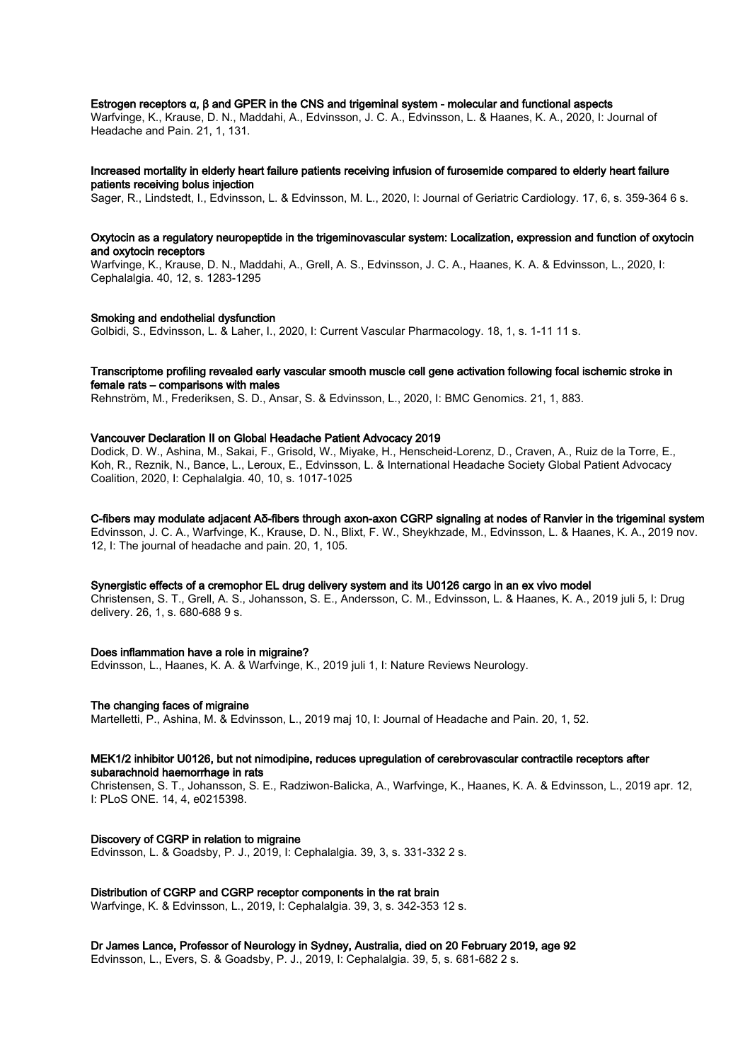**Estrogen receptors α, β and GPER in the CNS and trigeminal system - molecular and functional aspects**
Warfvinge, K., Krause, D. N., Maddahi, A., Edvinsson, J. C. A., Edvinsson, L. & Haanes, K. A., 2020, I: Journal of Headache and Pain. 21, 1, 131.

**Increased mortality in elderly heart failure patients receiving infusion of furosemide compared to elderly heart failure patients receiving bolus injection**
Sager, R., Lindstedt, I., Edvinsson, L. & Edvinsson, M. L., 2020, I: Journal of Geriatric Cardiology. 17, 6, s. 359-364 6 s.

**Oxytocin as a regulatory neuropeptide in the trigeminovascular system: Localization, expression and function of oxytocin and oxytocin receptors**
Warfvinge, K., Krause, D. N., Maddahi, A., Grell, A. S., Edvinsson, J. C. A., Haanes, K. A. & Edvinsson, L., 2020, I: Cephalalgia. 40, 12, s. 1283-1295

**Smoking and endothelial dysfunction**
Golbidi, S., Edvinsson, L. & Laher, I., 2020, I: Current Vascular Pharmacology. 18, 1, s. 1-11 11 s.

**Transcriptome profiling revealed early vascular smooth muscle cell gene activation following focal ischemic stroke in female rats – comparisons with males**
Rehnström, M., Frederiksen, S. D., Ansar, S. & Edvinsson, L., 2020, I: BMC Genomics. 21, 1, 883.

**Vancouver Declaration II on Global Headache Patient Advocacy 2019**
Dodick, D. W., Ashina, M., Sakai, F., Grisold, W., Miyake, H., Henscheid-Lorenz, D., Craven, A., Ruiz de la Torre, E., Koh, R., Reznik, N., Bance, L., Leroux, E., Edvinsson, L. & International Headache Society Global Patient Advocacy Coalition, 2020, I: Cephalalgia. 40, 10, s. 1017-1025

**C-fibers may modulate adjacent Aδ-fibers through axon-axon CGRP signaling at nodes of Ranvier in the trigeminal system**
Edvinsson, J. C. A., Warfvinge, K., Krause, D. N., Blixt, F. W., Sheykhzade, M., Edvinsson, L. & Haanes, K. A., 2019 nov. 12, I: The journal of headache and pain. 20, 1, 105.

**Synergistic effects of a cremophor EL drug delivery system and its U0126 cargo in an ex vivo model**
Christensen, S. T., Grell, A. S., Johansson, S. E., Andersson, C. M., Edvinsson, L. & Haanes, K. A., 2019 juli 5, I: Drug delivery. 26, 1, s. 680-688 9 s.

**Does inflammation have a role in migraine?**
Edvinsson, L., Haanes, K. A. & Warfvinge, K., 2019 juli 1, I: Nature Reviews Neurology.

**The changing faces of migraine**
Martelletti, P., Ashina, M. & Edvinsson, L., 2019 maj 10, I: Journal of Headache and Pain. 20, 1, 52.

**MEK1/2 inhibitor U0126, but not nimodipine, reduces upregulation of cerebrovascular contractile receptors after subarachnoid haemorrhage in rats**
Christensen, S. T., Johansson, S. E., Radziwon-Balicka, A., Warfvinge, K., Haanes, K. A. & Edvinsson, L., 2019 apr. 12, I: PLoS ONE. 14, 4, e0215398.

**Discovery of CGRP in relation to migraine**
Edvinsson, L. & Goadsby, P. J., 2019, I: Cephalalgia. 39, 3, s. 331-332 2 s.

**Distribution of CGRP and CGRP receptor components in the rat brain**
Warfvinge, K. & Edvinsson, L., 2019, I: Cephalalgia. 39, 3, s. 342-353 12 s.

**Dr James Lance, Professor of Neurology in Sydney, Australia, died on 20 February 2019, age 92**
Edvinsson, L., Evers, S. & Goadsby, P. J., 2019, I: Cephalalgia. 39, 5, s. 681-682 2 s.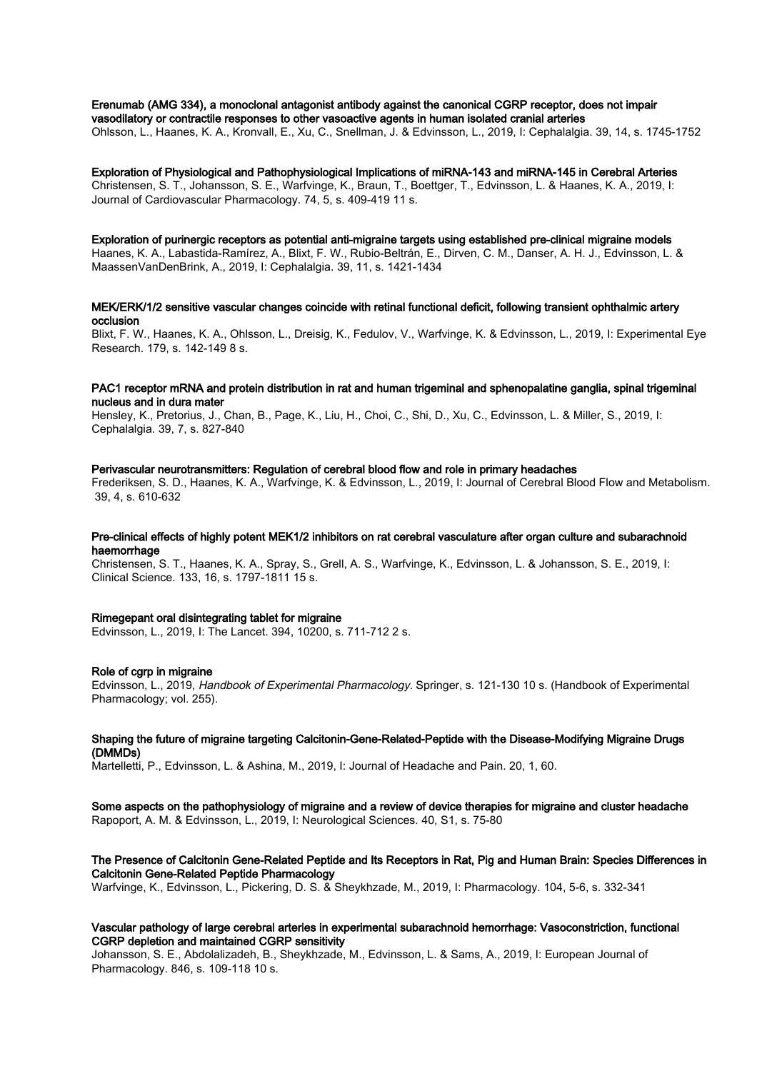**Erenumab (AMG 334), a monoclonal antagonist antibody against the canonical CGRP receptor, does not impair vasodilatory or contractile responses to other vasoactive agents in human isolated cranial arteries**
Ohlsson, L., Haanes, K. A., Kronvall, E., Xu, C., Snellman, J. & Edvinsson, L., 2019, I: Cephalalgia. 39, 14, s. 1745-1752

**Exploration of Physiological and Pathophysiological Implications of miRNA-143 and miRNA-145 in Cerebral Arteries**
Christensen, S. T., Johansson, S. E., Warfvinge, K., Braun, T., Boettger, T., Edvinsson, L. & Haanes, K. A., 2019, I: Journal of Cardiovascular Pharmacology. 74, 5, s. 409-419 11 s.

**Exploration of purinergic receptors as potential anti-migraine targets using established pre-clinical migraine models**
Haanes, K. A., Labastida-Ramírez, A., Blixt, F. W., Rubio-Beltrán, E., Dirven, C. M., Danser, A. H. J., Edvinsson, L. & MaassenVanDenBrink, A., 2019, I: Cephalalgia. 39, 11, s. 1421-1434

**MEK/ERK/1/2 sensitive vascular changes coincide with retinal functional deficit, following transient ophthalmic artery occlusion**
Blixt, F. W., Haanes, K. A., Ohlsson, L., Dreisig, K., Fedulov, V., Warfvinge, K. & Edvinsson, L., 2019, I: Experimental Eye Research. 179, s. 142-149 8 s.

**PAC1 receptor mRNA and protein distribution in rat and human trigeminal and sphenopalatine ganglia, spinal trigeminal nucleus and in dura mater**
Hensley, K., Pretorius, J., Chan, B., Page, K., Liu, H., Choi, C., Shi, D., Xu, C., Edvinsson, L. & Miller, S., 2019, I: Cephalalgia. 39, 7, s. 827-840

**Perivascular neurotransmitters: Regulation of cerebral blood flow and role in primary headaches**
Frederiksen, S. D., Haanes, K. A., Warfvinge, K. & Edvinsson, L., 2019, I: Journal of Cerebral Blood Flow and Metabolism. 39, 4, s. 610-632

**Pre-clinical effects of highly potent MEK1/2 inhibitors on rat cerebral vasculature after organ culture and subarachnoid haemorrhage**
Christensen, S. T., Haanes, K. A., Spray, S., Grell, A. S., Warfvinge, K., Edvinsson, L. & Johansson, S. E., 2019, I: Clinical Science. 133, 16, s. 1797-1811 15 s.

**Rimegepant oral disintegrating tablet for migraine**
Edvinsson, L., 2019, I: The Lancet. 394, 10200, s. 711-712 2 s.

**Role of cgrp in migraine**
Edvinsson, L., 2019, *Handbook of Experimental Pharmacology*. Springer, s. 121-130 10 s. (Handbook of Experimental Pharmacology; vol. 255).

**Shaping the future of migraine targeting Calcitonin-Gene-Related-Peptide with the Disease-Modifying Migraine Drugs (DMMDs)**
Martelletti, P., Edvinsson, L. & Ashina, M., 2019, I: Journal of Headache and Pain. 20, 1, 60.

**Some aspects on the pathophysiology of migraine and a review of device therapies for migraine and cluster headache**
Rapoport, A. M. & Edvinsson, L., 2019, I: Neurological Sciences. 40, S1, s. 75-80

**The Presence of Calcitonin Gene-Related Peptide and Its Receptors in Rat, Pig and Human Brain: Species Differences in Calcitonin Gene-Related Peptide Pharmacology**
Warfvinge, K., Edvinsson, L., Pickering, D. S. & Sheykhzade, M., 2019, I: Pharmacology. 104, 5-6, s. 332-341

**Vascular pathology of large cerebral arteries in experimental subarachnoid hemorrhage: Vasoconstriction, functional CGRP depletion and maintained CGRP sensitivity**
Johansson, S. E., Abdolalizadeh, B., Sheykhzade, M., Edvinsson, L. & Sams, A., 2019, I: European Journal of Pharmacology. 846, s. 109-118 10 s.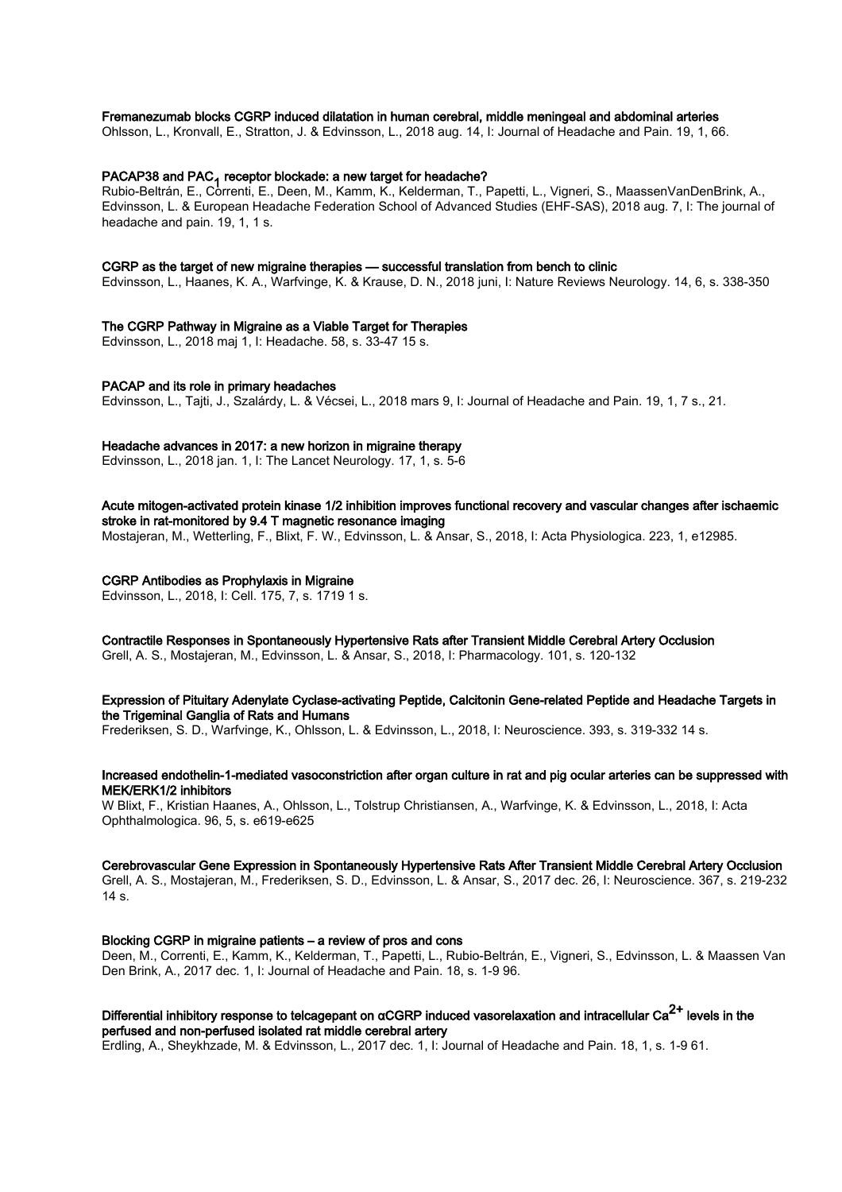**Fremanezumab blocks CGRP induced dilatation in human cerebral, middle meningeal and abdominal arteries**
Ohlsson, L., Kronvall, E., Stratton, J. & Edvinsson, L., 2018 aug. 14, I: Journal of Headache and Pain. 19, 1, 66.

**PACAP38 and $PAC_1$ receptor blockade: a new target for headache?**
Rubio-Beltrán, E., Correnti, E., Deen, M., Kamm, K., Kelderman, T., Papetti, L., Vigneri, S., MaassenVanDenBrink, A., Edvinsson, L. & European Headache Federation School of Advanced Studies (EHF-SAS), 2018 aug. 7, I: The journal of headache and pain. 19, 1, 1 s.

**CGRP as the target of new migraine therapies — successful translation from bench to clinic**
Edvinsson, L., Haanes, K. A., Warfvinge, K. & Krause, D. N., 2018 juni, I: Nature Reviews Neurology. 14, 6, s. 338-350

**The CGRP Pathway in Migraine as a Viable Target for Therapies**
Edvinsson, L., 2018 maj 1, I: Headache. 58, s. 33-47 15 s.

**PACAP and its role in primary headaches**
Edvinsson, L., Tajti, J., Szalárdy, L. & Vécsei, L., 2018 mars 9, I: Journal of Headache and Pain. 19, 1, 7 s., 21.

**Headache advances in 2017: a new horizon in migraine therapy**
Edvinsson, L., 2018 jan. 1, I: The Lancet Neurology. 17, 1, s. 5-6

**Acute mitogen-activated protein kinase 1/2 inhibition improves functional recovery and vascular changes after ischaemic stroke in rat-monitored by 9.4 T magnetic resonance imaging**
Mostajeran, M., Wetterling, F., Blixt, F. W., Edvinsson, L. & Ansar, S., 2018, I: Acta Physiologica. 223, 1, e12985.

**CGRP Antibodies as Prophylaxis in Migraine**
Edvinsson, L., 2018, I: Cell. 175, 7, s. 1719 1 s.

**Contractile Responses in Spontaneously Hypertensive Rats after Transient Middle Cerebral Artery Occlusion**
Grell, A. S., Mostajeran, M., Edvinsson, L. & Ansar, S., 2018, I: Pharmacology. 101, s. 120-132

**Expression of Pituitary Adenylate Cyclase-activating Peptide, Calcitonin Gene-related Peptide and Headache Targets in the Trigeminal Ganglia of Rats and Humans**
Frederiksen, S. D., Warfvinge, K., Ohlsson, L. & Edvinsson, L., 2018, I: Neuroscience. 393, s. 319-332 14 s.

**Increased endothelin-1-mediated vasoconstriction after organ culture in rat and pig ocular arteries can be suppressed with MEK/ERK1/2 inhibitors**
W Blixt, F., Kristian Haanes, A., Ohlsson, L., Tolstrup Christiansen, A., Warfvinge, K. & Edvinsson, L., 2018, I: Acta Ophthalmologica. 96, 5, s. e619-e625

**Cerebrovascular Gene Expression in Spontaneously Hypertensive Rats After Transient Middle Cerebral Artery Occlusion**
Grell, A. S., Mostajeran, M., Frederiksen, S. D., Edvinsson, L. & Ansar, S., 2017 dec. 26, I: Neuroscience. 367, s. 219-232 14 s.

**Blocking CGRP in migraine patients – a review of pros and cons**
Deen, M., Correnti, E., Kamm, K., Kelderman, T., Papetti, L., Rubio-Beltrán, E., Vigneri, S., Edvinsson, L. & Maassen Van Den Brink, A., 2017 dec. 1, I: Journal of Headache and Pain. 18, s. 1-9 96.

**Differential inhibitory response to telcagepant on αCGRP induced vasorelaxation and intracellular $Ca^{2+}$ levels in the perfused and non-perfused isolated rat middle cerebral artery**
Erdling, A., Sheykhzade, M. & Edvinsson, L., 2017 dec. 1, I: Journal of Headache and Pain. 18, 1, s. 1-9 61.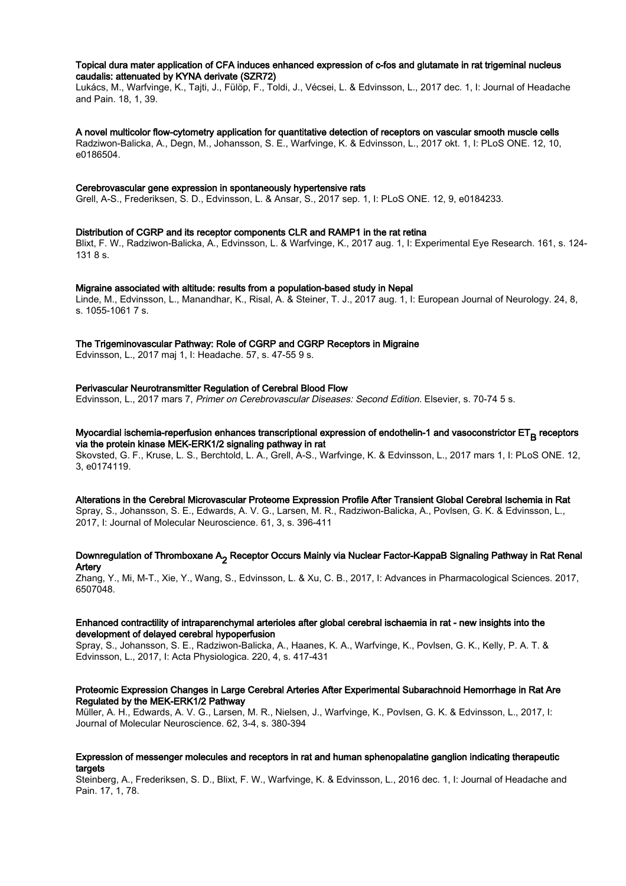**Topical dura mater application of CFA induces enhanced expression of c-fos and glutamate in rat trigeminal nucleus caudalis: attenuated by KYNA derivate (SZR72)**
Lukács, M., Warfvinge, K., Tajti, J., Fülöp, F., Toldi, J., Vécsei, L. & Edvinsson, L., 2017 dec. 1, I: Journal of Headache and Pain. 18, 1, 39.

**A novel multicolor flow-cytometry application for quantitative detection of receptors on vascular smooth muscle cells**
Radziwon-Balicka, A., Degn, M., Johansson, S. E., Warfvinge, K. & Edvinsson, L., 2017 okt. 1, I: PLoS ONE. 12, 10, e0186504.

**Cerebrovascular gene expression in spontaneously hypertensive rats**
Grell, A-S., Frederiksen, S. D., Edvinsson, L. & Ansar, S., 2017 sep. 1, I: PLoS ONE. 12, 9, e0184233.

**Distribution of CGRP and its receptor components CLR and RAMP1 in the rat retina**
Blixt, F. W., Radziwon-Balicka, A., Edvinsson, L. & Warfvinge, K., 2017 aug. 1, I: Experimental Eye Research. 161, s. 124-131 8 s.

**Migraine associated with altitude: results from a population-based study in Nepal**
Linde, M., Edvinsson, L., Manandhar, K., Risal, A. & Steiner, T. J., 2017 aug. 1, I: European Journal of Neurology. 24, 8, s. 1055-1061 7 s.

**The Trigeminovascular Pathway: Role of CGRP and CGRP Receptors in Migraine**
Edvinsson, L., 2017 maj 1, I: Headache. 57, s. 47-55 9 s.

**Perivascular Neurotransmitter Regulation of Cerebral Blood Flow**
Edvinsson, L., 2017 mars 7, *Primer on Cerebrovascular Diseases: Second Edition.* Elsevier, s. 70-74 5 s.

**Myocardial ischemia-reperfusion enhances transcriptional expression of endothelin-1 and vasoconstrictor $ET_B$ receptors via the protein kinase MEK-ERK1/2 signaling pathway in rat**
Skovsted, G. F., Kruse, L. S., Berchtold, L. A., Grell, A-S., Warfvinge, K. & Edvinsson, L., 2017 mars 1, I: PLoS ONE. 12, 3, e0174119.

**Alterations in the Cerebral Microvascular Proteome Expression Profile After Transient Global Cerebral Ischemia in Rat**
Spray, S., Johansson, S. E., Edwards, A. V. G., Larsen, M. R., Radziwon-Balicka, A., Povlsen, G. K. & Edvinsson, L., 2017, I: Journal of Molecular Neuroscience. 61, 3, s. 396-411

**Downregulation of Thromboxane $A_2$ Receptor Occurs Mainly via Nuclear Factor-KappaB Signaling Pathway in Rat Renal Artery**
Zhang, Y., Mi, M-T., Xie, Y., Wang, S., Edvinsson, L. & Xu, C. B., 2017, I: Advances in Pharmacological Sciences. 2017, 6507048.

**Enhanced contractility of intraparenchymal arterioles after global cerebral ischaemia in rat - new insights into the development of delayed cerebral hypoperfusion**
Spray, S., Johansson, S. E., Radziwon-Balicka, A., Haanes, K. A., Warfvinge, K., Povlsen, G. K., Kelly, P. A. T. & Edvinsson, L., 2017, I: Acta Physiologica. 220, 4, s. 417-431

**Proteomic Expression Changes in Large Cerebral Arteries After Experimental Subarachnoid Hemorrhage in Rat Are Regulated by the MEK-ERK1/2 Pathway**
Müller, A. H., Edwards, A. V. G., Larsen, M. R., Nielsen, J., Warfvinge, K., Povlsen, G. K. & Edvinsson, L., 2017, I: Journal of Molecular Neuroscience. 62, 3-4, s. 380-394

**Expression of messenger molecules and receptors in rat and human sphenopalatine ganglion indicating therapeutic targets**
Steinberg, A., Frederiksen, S. D., Blixt, F. W., Warfvinge, K. & Edvinsson, L., 2016 dec. 1, I: Journal of Headache and Pain. 17, 1, 78.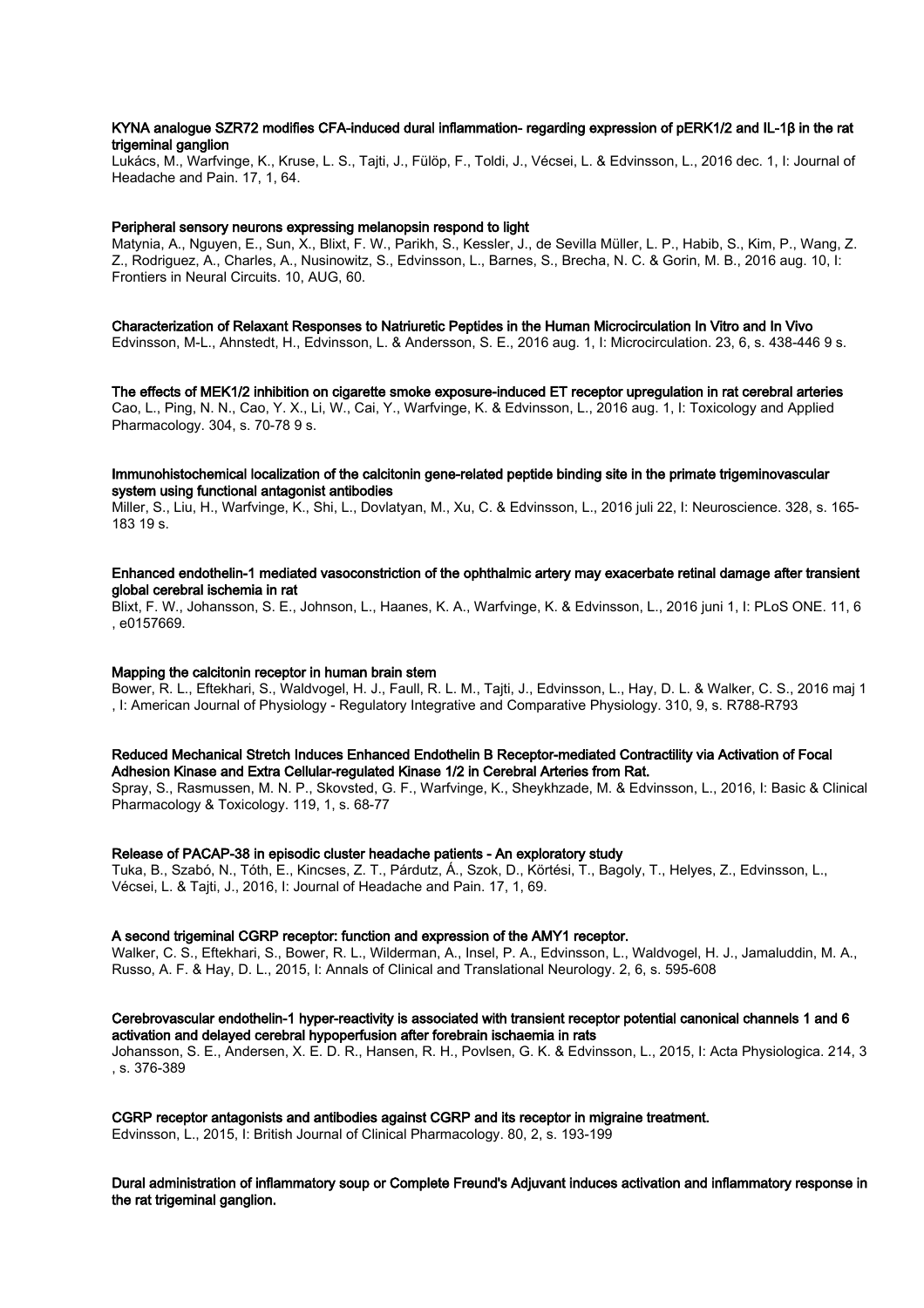**KYNA analogue SZR72 modifies CFA-induced dural inflammation- regarding expression of pERK1/2 and IL-1β in the rat trigeminal ganglion**

Lukács, M., Warfvinge, K., Kruse, L. S., Tajti, J., Fülöp, F., Toldi, J., Vécsei, L. & Edvinsson, L., 2016 dec. 1, I: Journal of Headache and Pain. 17, 1, 64.

**Peripheral sensory neurons expressing melanopsin respond to light**

Matynia, A., Nguyen, E., Sun, X., Blixt, F. W., Parikh, S., Kessler, J., de Sevilla Müller, L. P., Habib, S., Kim, P., Wang, Z. Z., Rodriguez, A., Charles, A., Nusinowitz, S., Edvinsson, L., Barnes, S., Brecha, N. C. & Gorin, M. B., 2016 aug. 10, I: Frontiers in Neural Circuits. 10, AUG, 60.

**Characterization of Relaxant Responses to Natriuretic Peptides in the Human Microcirculation In Vitro and In Vivo**

Edvinsson, M-L., Ahnstedt, H., Edvinsson, L. & Andersson, S. E., 2016 aug. 1, I: Microcirculation. 23, 6, s. 438-446 9 s.

**The effects of MEK1/2 inhibition on cigarette smoke exposure-induced ET receptor upregulation in rat cerebral arteries**

Cao, L., Ping, N. N., Cao, Y. X., Li, W., Cai, Y., Warfvinge, K. & Edvinsson, L., 2016 aug. 1, I: Toxicology and Applied Pharmacology. 304, s. 70-78 9 s.

**Immunohistochemical localization of the calcitonin gene-related peptide binding site in the primate trigeminovascular system using functional antagonist antibodies**

Miller, S., Liu, H., Warfvinge, K., Shi, L., Dovlatyan, M., Xu, C. & Edvinsson, L., 2016 juli 22, I: Neuroscience. 328, s. 165-183 19 s.

**Enhanced endothelin-1 mediated vasoconstriction of the ophthalmic artery may exacerbate retinal damage after transient global cerebral ischemia in rat**

Blixt, F. W., Johansson, S. E., Johnson, L., Haanes, K. A., Warfvinge, K. & Edvinsson, L., 2016 juni 1, I: PLoS ONE. 11, 6 , e0157669.

**Mapping the calcitonin receptor in human brain stem**

Bower, R. L., Eftekhari, S., Waldvogel, H. J., Faull, R. L. M., Tajti, J., Edvinsson, L., Hay, D. L. & Walker, C. S., 2016 maj 1 , I: American Journal of Physiology - Regulatory Integrative and Comparative Physiology. 310, 9, s. R788-R793

**Reduced Mechanical Stretch Induces Enhanced Endothelin B Receptor-mediated Contractility via Activation of Focal Adhesion Kinase and Extra Cellular-regulated Kinase 1/2 in Cerebral Arteries from Rat.**

Spray, S., Rasmussen, M. N. P., Skovsted, G. F., Warfvinge, K., Sheykhzade, M. & Edvinsson, L., 2016, I: Basic & Clinical Pharmacology & Toxicology. 119, 1, s. 68-77

**Release of PACAP-38 in episodic cluster headache patients - An exploratory study**

Tuka, B., Szabó, N., Tóth, E., Kincses, Z. T., Párdutz, Á., Szok, D., Körtési, T., Bagoly, T., Helyes, Z., Edvinsson, L., Vécsei, L. & Tajti, J., 2016, I: Journal of Headache and Pain. 17, 1, 69.

**A second trigeminal CGRP receptor: function and expression of the AMY1 receptor.**

Walker, C. S., Eftekhari, S., Bower, R. L., Wilderman, A., Insel, P. A., Edvinsson, L., Waldvogel, H. J., Jamaluddin, M. A., Russo, A. F. & Hay, D. L., 2015, I: Annals of Clinical and Translational Neurology. 2, 6, s. 595-608

**Cerebrovascular endothelin-1 hyper-reactivity is associated with transient receptor potential canonical channels 1 and 6 activation and delayed cerebral hypoperfusion after forebrain ischaemia in rats**

Johansson, S. E., Andersen, X. E. D. R., Hansen, R. H., Povlsen, G. K. & Edvinsson, L., 2015, I: Acta Physiologica. 214, 3 , s. 376-389

**CGRP receptor antagonists and antibodies against CGRP and its receptor in migraine treatment.**

Edvinsson, L., 2015, I: British Journal of Clinical Pharmacology. 80, 2, s. 193-199

**Dural administration of inflammatory soup or Complete Freund's Adjuvant induces activation and inflammatory response in the rat trigeminal ganglion.**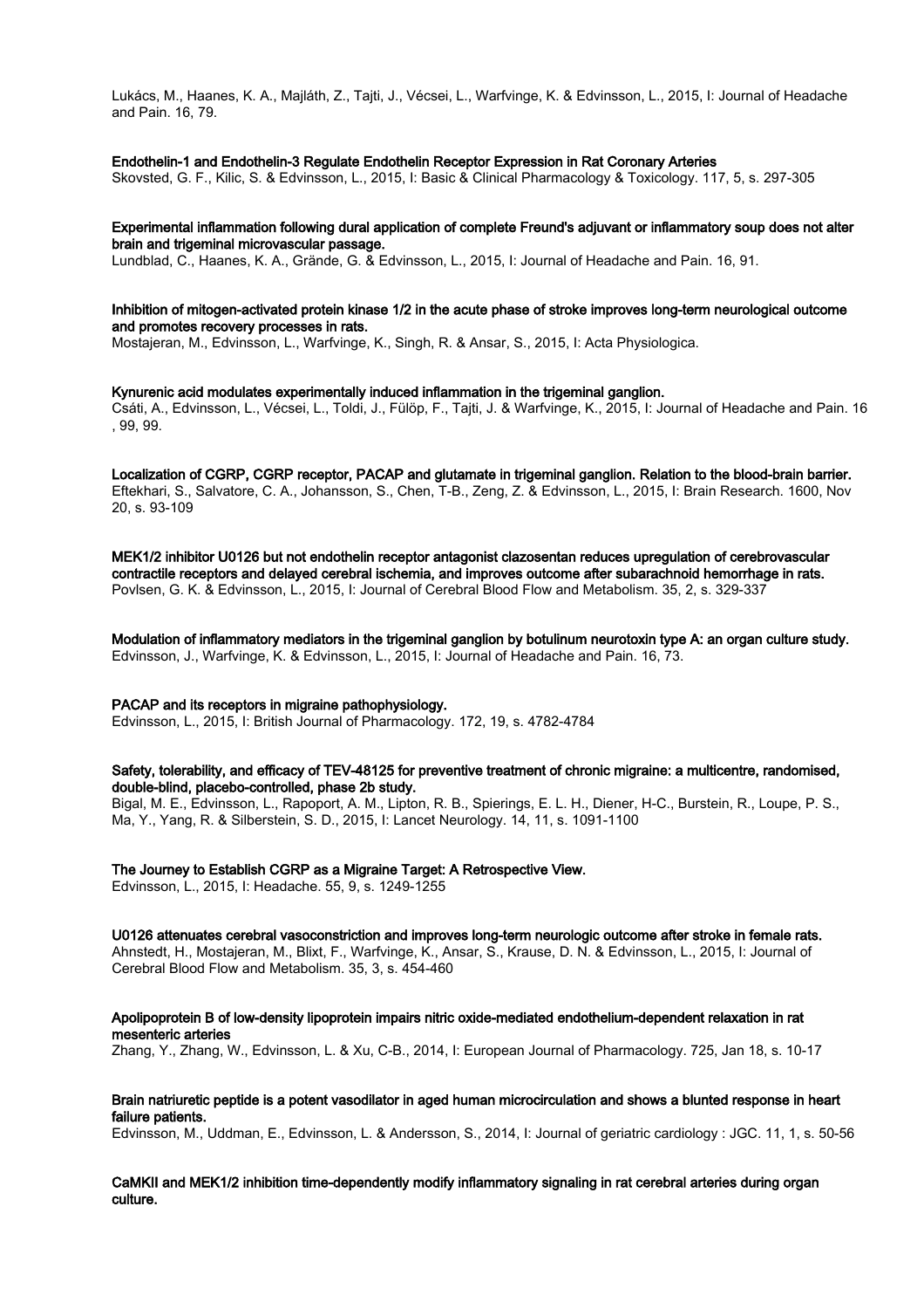Lukács, M., Haanes, K. A., Majláth, Z., Tajti, J., Vécsei, L., Warfvinge, K. & Edvinsson, L., 2015, I: Journal of Headache and Pain. 16, 79.

**Endothelin-1 and Endothelin-3 Regulate Endothelin Receptor Expression in Rat Coronary Arteries**
Skovsted, G. F., Kilic, S. & Edvinsson, L., 2015, I: Basic & Clinical Pharmacology & Toxicology. 117, 5, s. 297-305

**Experimental inflammation following dural application of complete Freund's adjuvant or inflammatory soup does not alter brain and trigeminal microvascular passage.**
Lundblad, C., Haanes, K. A., Grände, G. & Edvinsson, L., 2015, I: Journal of Headache and Pain. 16, 91.

**Inhibition of mitogen-activated protein kinase 1/2 in the acute phase of stroke improves long-term neurological outcome and promotes recovery processes in rats.**
Mostajeran, M., Edvinsson, L., Warfvinge, K., Singh, R. & Ansar, S., 2015, I: Acta Physiologica.

**Kynurenic acid modulates experimentally induced inflammation in the trigeminal ganglion.**
Csáti, A., Edvinsson, L., Vécsei, L., Toldi, J., Fülöp, F., Tajti, J. & Warfvinge, K., 2015, I: Journal of Headache and Pain. 16 , 99, 99.

**Localization of CGRP, CGRP receptor, PACAP and glutamate in trigeminal ganglion. Relation to the blood-brain barrier.**
Eftekhari, S., Salvatore, C. A., Johansson, S., Chen, T-B., Zeng, Z. & Edvinsson, L., 2015, I: Brain Research. 1600, Nov 20, s. 93-109

**MEK1/2 inhibitor U0126 but not endothelin receptor antagonist clazosentan reduces upregulation of cerebrovascular contractile receptors and delayed cerebral ischemia, and improves outcome after subarachnoid hemorrhage in rats.**
Povlsen, G. K. & Edvinsson, L., 2015, I: Journal of Cerebral Blood Flow and Metabolism. 35, 2, s. 329-337

**Modulation of inflammatory mediators in the trigeminal ganglion by botulinum neurotoxin type A: an organ culture study.**
Edvinsson, J., Warfvinge, K. & Edvinsson, L., 2015, I: Journal of Headache and Pain. 16, 73.

**PACAP and its receptors in migraine pathophysiology.**
Edvinsson, L., 2015, I: British Journal of Pharmacology. 172, 19, s. 4782-4784

**Safety, tolerability, and efficacy of TEV-48125 for preventive treatment of chronic migraine: a multicentre, randomised, double-blind, placebo-controlled, phase 2b study.**
Bigal, M. E., Edvinsson, L., Rapoport, A. M., Lipton, R. B., Spierings, E. L. H., Diener, H-C., Burstein, R., Loupe, P. S., Ma, Y., Yang, R. & Silberstein, S. D., 2015, I: Lancet Neurology. 14, 11, s. 1091-1100

**The Journey to Establish CGRP as a Migraine Target: A Retrospective View.**
Edvinsson, L., 2015, I: Headache. 55, 9, s. 1249-1255

**U0126 attenuates cerebral vasoconstriction and improves long-term neurologic outcome after stroke in female rats.**
Ahnstedt, H., Mostajeran, M., Blixt, F., Warfvinge, K., Ansar, S., Krause, D. N. & Edvinsson, L., 2015, I: Journal of Cerebral Blood Flow and Metabolism. 35, 3, s. 454-460

**Apolipoprotein B of low-density lipoprotein impairs nitric oxide-mediated endothelium-dependent relaxation in rat mesenteric arteries**
Zhang, Y., Zhang, W., Edvinsson, L. & Xu, C-B., 2014, I: European Journal of Pharmacology. 725, Jan 18, s. 10-17

**Brain natriuretic peptide is a potent vasodilator in aged human microcirculation and shows a blunted response in heart failure patients.**
Edvinsson, M., Uddman, E., Edvinsson, L. & Andersson, S., 2014, I: Journal of geriatric cardiology : JGC. 11, 1, s. 50-56

**CaMKII and MEK1/2 inhibition time-dependently modify inflammatory signaling in rat cerebral arteries during organ culture.**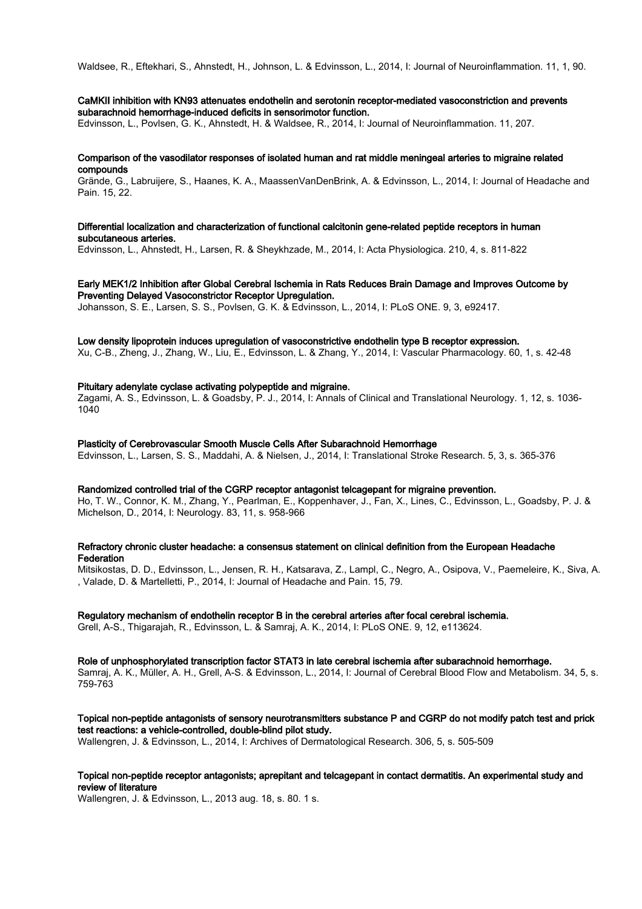Waldsee, R., Eftekhari, S., Ahnstedt, H., Johnson, L. & Edvinsson, L., 2014, I: Journal of Neuroinflammation. 11, 1, 90.

**CaMKII inhibition with KN93 attenuates endothelin and serotonin receptor-mediated vasoconstriction and prevents subarachnoid hemorrhage-induced deficits in sensorimotor function.**

Edvinsson, L., Povlsen, G. K., Ahnstedt, H. & Waldsee, R., 2014, I: Journal of Neuroinflammation. 11, 207.

**Comparison of the vasodilator responses of isolated human and rat middle meningeal arteries to migraine related compounds**

Grände, G., Labruijere, S., Haanes, K. A., MaassenVanDenBrink, A. & Edvinsson, L., 2014, I: Journal of Headache and Pain. 15, 22.

**Differential localization and characterization of functional calcitonin gene-related peptide receptors in human subcutaneous arteries.**

Edvinsson, L., Ahnstedt, H., Larsen, R. & Sheykhzade, M., 2014, I: Acta Physiologica. 210, 4, s. 811-822

**Early MEK1/2 Inhibition after Global Cerebral Ischemia in Rats Reduces Brain Damage and Improves Outcome by Preventing Delayed Vasoconstrictor Receptor Upregulation.**

Johansson, S. E., Larsen, S. S., Povlsen, G. K. & Edvinsson, L., 2014, I: PLoS ONE. 9, 3, e92417.

**Low density lipoprotein induces upregulation of vasoconstrictive endothelin type B receptor expression.**

Xu, C-B., Zheng, J., Zhang, W., Liu, E., Edvinsson, L. & Zhang, Y., 2014, I: Vascular Pharmacology. 60, 1, s. 42-48

**Pituitary adenylate cyclase activating polypeptide and migraine.**

Zagami, A. S., Edvinsson, L. & Goadsby, P. J., 2014, I: Annals of Clinical and Translational Neurology. 1, 12, s. 1036-1040

**Plasticity of Cerebrovascular Smooth Muscle Cells After Subarachnoid Hemorrhage**

Edvinsson, L., Larsen, S. S., Maddahi, A. & Nielsen, J., 2014, I: Translational Stroke Research. 5, 3, s. 365-376

**Randomized controlled trial of the CGRP receptor antagonist telcagepant for migraine prevention.**

Ho, T. W., Connor, K. M., Zhang, Y., Pearlman, E., Koppenhaver, J., Fan, X., Lines, C., Edvinsson, L., Goadsby, P. J. & Michelson, D., 2014, I: Neurology. 83, 11, s. 958-966

**Refractory chronic cluster headache: a consensus statement on clinical definition from the European Headache Federation**

Mitsikostas, D. D., Edvinsson, L., Jensen, R. H., Katsarava, Z., Lampl, C., Negro, A., Osipova, V., Paemeleire, K., Siva, A. , Valade, D. & Martelletti, P., 2014, I: Journal of Headache and Pain. 15, 79.

**Regulatory mechanism of endothelin receptor B in the cerebral arteries after focal cerebral ischemia.**

Grell, A-S., Thigarajah, R., Edvinsson, L. & Samraj, A. K., 2014, I: PLoS ONE. 9, 12, e113624.

**Role of unphosphorylated transcription factor STAT3 in late cerebral ischemia after subarachnoid hemorrhage.**

Samraj, A. K., Müller, A. H., Grell, A-S. & Edvinsson, L., 2014, I: Journal of Cerebral Blood Flow and Metabolism. 34, 5, s. 759-763

**Topical non-peptide antagonists of sensory neurotransmitters substance P and CGRP do not modify patch test and prick test reactions: a vehicle-controlled, double-blind pilot study.**

Wallengren, J. & Edvinsson, L., 2014, I: Archives of Dermatological Research. 306, 5, s. 505-509

**Topical non-peptide receptor antagonists; aprepitant and telcagepant in contact dermatitis. An experimental study and review of literature**

Wallengren, J. & Edvinsson, L., 2013 aug. 18, s. 80. 1 s.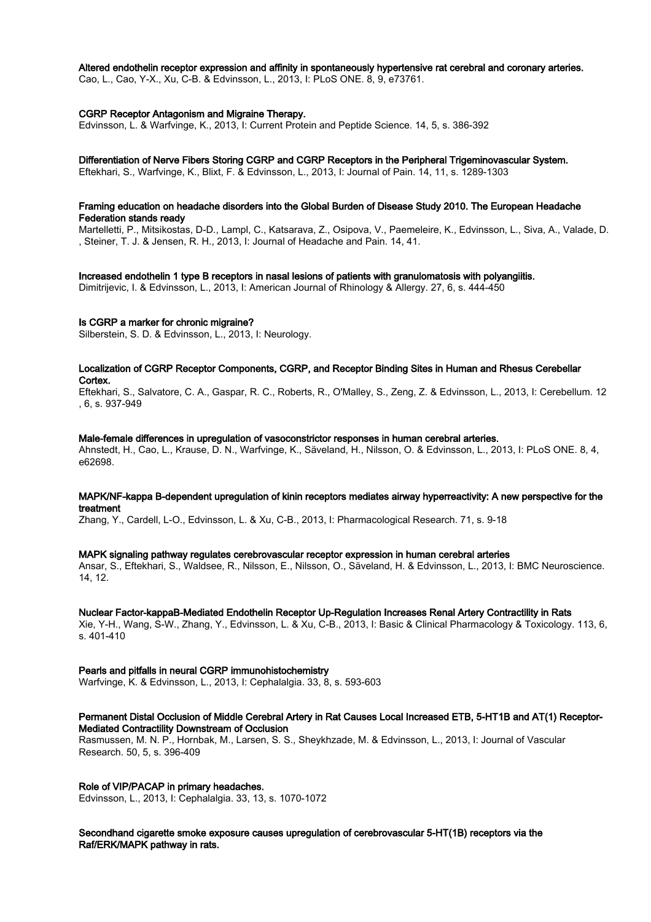**Altered endothelin receptor expression and affinity in spontaneously hypertensive rat cerebral and coronary arteries.**
Cao, L., Cao, Y-X., Xu, C-B. & Edvinsson, L., 2013, I: PLoS ONE. 8, 9, e73761.

**CGRP Receptor Antagonism and Migraine Therapy.**
Edvinsson, L. & Warfvinge, K., 2013, I: Current Protein and Peptide Science. 14, 5, s. 386-392

**Differentiation of Nerve Fibers Storing CGRP and CGRP Receptors in the Peripheral Trigeminovascular System.**
Eftekhari, S., Warfvinge, K., Blixt, F. & Edvinsson, L., 2013, I: Journal of Pain. 14, 11, s. 1289-1303

**Framing education on headache disorders into the Global Burden of Disease Study 2010. The European Headache Federation stands ready**
Martelletti, P., Mitsikostas, D-D., Lampl, C., Katsarava, Z., Osipova, V., Paemeleire, K., Edvinsson, L., Siva, A., Valade, D., Steiner, T. J. & Jensen, R. H., 2013, I: Journal of Headache and Pain. 14, 41.

**Increased endothelin 1 type B receptors in nasal lesions of patients with granulomatosis with polyangiitis.**
Dimitrijevic, I. & Edvinsson, L., 2013, I: American Journal of Rhinology & Allergy. 27, 6, s. 444-450

**Is CGRP a marker for chronic migraine?**
Silberstein, S. D. & Edvinsson, L., 2013, I: Neurology.

**Localization of CGRP Receptor Components, CGRP, and Receptor Binding Sites in Human and Rhesus Cerebellar Cortex.**
Eftekhari, S., Salvatore, C. A., Gaspar, R. C., Roberts, R., O'Malley, S., Zeng, Z. & Edvinsson, L., 2013, I: Cerebellum. 12, 6, s. 937-949

**Male-female differences in upregulation of vasoconstrictor responses in human cerebral arteries.**
Ahnstedt, H., Cao, L., Krause, D. N., Warfvinge, K., Säveland, H., Nilsson, O. & Edvinsson, L., 2013, I: PLoS ONE. 8, 4, e62698.

**MAPK/NF-kappa B-dependent upregulation of kinin receptors mediates airway hyperreactivity: A new perspective for the treatment**
Zhang, Y., Cardell, L-O., Edvinsson, L. & Xu, C-B., 2013, I: Pharmacological Research. 71, s. 9-18

**MAPK signaling pathway regulates cerebrovascular receptor expression in human cerebral arteries**
Ansar, S., Eftekhari, S., Waldsee, R., Nilsson, E., Nilsson, O., Säveland, H. & Edvinsson, L., 2013, I: BMC Neuroscience. 14, 12.

**Nuclear Factor-kappaB-Mediated Endothelin Receptor Up-Regulation Increases Renal Artery Contractility in Rats**
Xie, Y-H., Wang, S-W., Zhang, Y., Edvinsson, L. & Xu, C-B., 2013, I: Basic & Clinical Pharmacology & Toxicology. 113, 6, s. 401-410

**Pearls and pitfalls in neural CGRP immunohistochemistry**
Warfvinge, K. & Edvinsson, L., 2013, I: Cephalalgia. 33, 8, s. 593-603

**Permanent Distal Occlusion of Middle Cerebral Artery in Rat Causes Local Increased ETB, 5-HT1B and AT(1) Receptor-Mediated Contractility Downstream of Occlusion**
Rasmussen, M. N. P., Hornbak, M., Larsen, S. S., Sheykhzade, M. & Edvinsson, L., 2013, I: Journal of Vascular Research. 50, 5, s. 396-409

**Role of VIP/PACAP in primary headaches.**
Edvinsson, L., 2013, I: Cephalalgia. 33, 13, s. 1070-1072

**Secondhand cigarette smoke exposure causes upregulation of cerebrovascular 5-HT(1B) receptors via the Raf/ERK/MAPK pathway in rats.**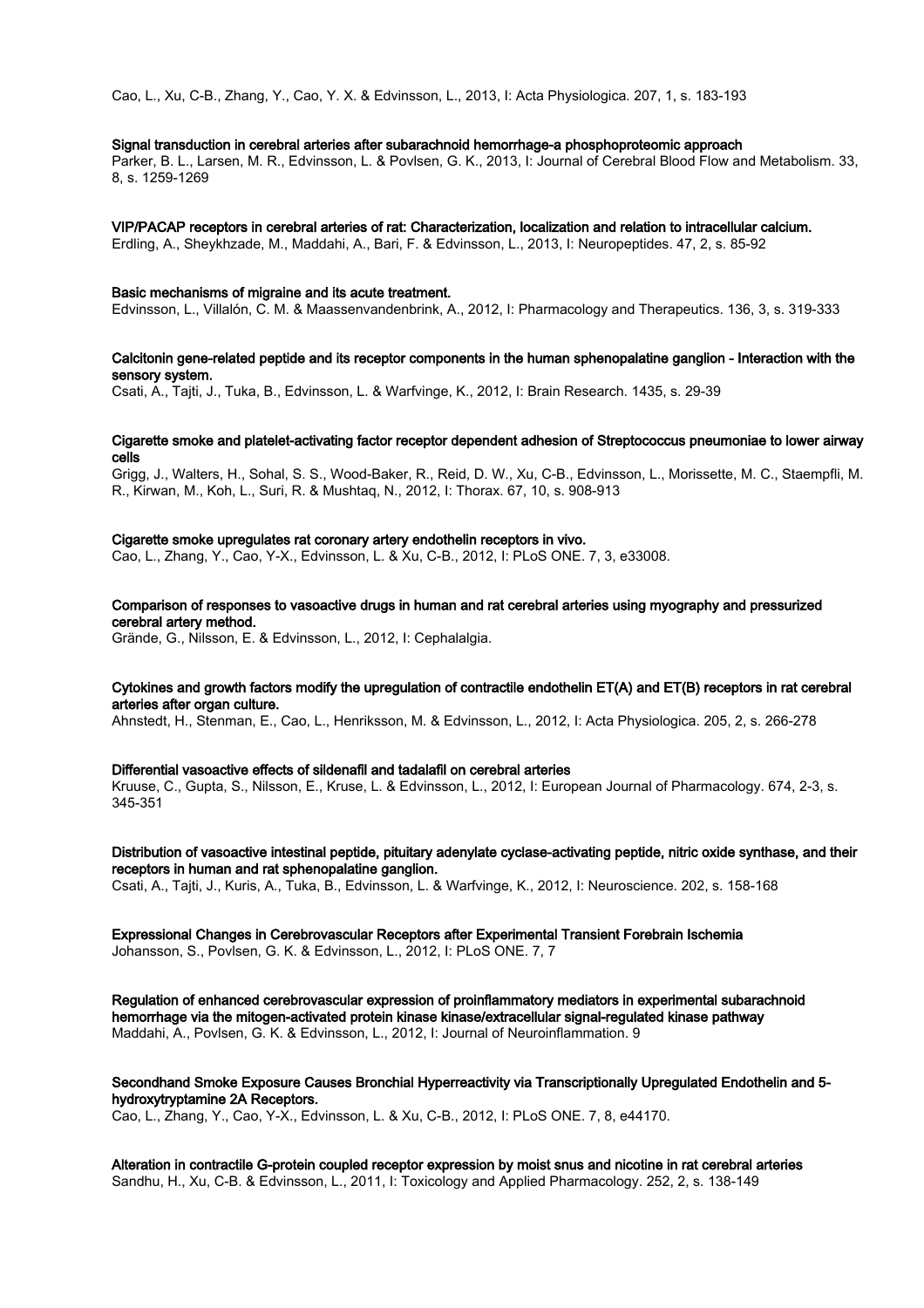Cao, L., Xu, C-B., Zhang, Y., Cao, Y. X. & Edvinsson, L., 2013, I: Acta Physiologica. 207, 1, s. 183-193

**Signal transduction in cerebral arteries after subarachnoid hemorrhage-a phosphoproteomic approach**
Parker, B. L., Larsen, M. R., Edvinsson, L. & Povlsen, G. K., 2013, I: Journal of Cerebral Blood Flow and Metabolism. 33, 8, s. 1259-1269

**VIP/PACAP receptors in cerebral arteries of rat: Characterization, localization and relation to intracellular calcium.**
Erdling, A., Sheykhzade, M., Maddahi, A., Bari, F. & Edvinsson, L., 2013, I: Neuropeptides. 47, 2, s. 85-92

**Basic mechanisms of migraine and its acute treatment.**
Edvinsson, L., Villalón, C. M. & Maassenvandenbrink, A., 2012, I: Pharmacology and Therapeutics. 136, 3, s. 319-333

**Calcitonin gene-related peptide and its receptor components in the human sphenopalatine ganglion - Interaction with the sensory system.**
Csati, A., Tajti, J., Tuka, B., Edvinsson, L. & Warfvinge, K., 2012, I: Brain Research. 1435, s. 29-39

**Cigarette smoke and platelet-activating factor receptor dependent adhesion of Streptococcus pneumoniae to lower airway cells**
Grigg, J., Walters, H., Sohal, S. S., Wood-Baker, R., Reid, D. W., Xu, C-B., Edvinsson, L., Morissette, M. C., Staempfli, M. R., Kirwan, M., Koh, L., Suri, R. & Mushtaq, N., 2012, I: Thorax. 67, 10, s. 908-913

**Cigarette smoke upregulates rat coronary artery endothelin receptors in vivo.**
Cao, L., Zhang, Y., Cao, Y-X., Edvinsson, L. & Xu, C-B., 2012, I: PLoS ONE. 7, 3, e33008.

**Comparison of responses to vasoactive drugs in human and rat cerebral arteries using myography and pressurized cerebral artery method.**
Grände, G., Nilsson, E. & Edvinsson, L., 2012, I: Cephalalgia.

**Cytokines and growth factors modify the upregulation of contractile endothelin ET(A) and ET(B) receptors in rat cerebral arteries after organ culture.**
Ahnstedt, H., Stenman, E., Cao, L., Henriksson, M. & Edvinsson, L., 2012, I: Acta Physiologica. 205, 2, s. 266-278

**Differential vasoactive effects of sildenafil and tadalafil on cerebral arteries**
Kruuse, C., Gupta, S., Nilsson, E., Kruse, L. & Edvinsson, L., 2012, I: European Journal of Pharmacology. 674, 2-3, s. 345-351

**Distribution of vasoactive intestinal peptide, pituitary adenylate cyclase-activating peptide, nitric oxide synthase, and their receptors in human and rat sphenopalatine ganglion.**
Csati, A., Tajti, J., Kuris, A., Tuka, B., Edvinsson, L. & Warfvinge, K., 2012, I: Neuroscience. 202, s. 158-168

**Expressional Changes in Cerebrovascular Receptors after Experimental Transient Forebrain Ischemia**
Johansson, S., Povlsen, G. K. & Edvinsson, L., 2012, I: PLoS ONE. 7, 7

**Regulation of enhanced cerebrovascular expression of proinflammatory mediators in experimental subarachnoid hemorrhage via the mitogen-activated protein kinase kinase/extracellular signal-regulated kinase pathway**
Maddahi, A., Povlsen, G. K. & Edvinsson, L., 2012, I: Journal of Neuroinflammation. 9

**Secondhand Smoke Exposure Causes Bronchial Hyperreactivity via Transcriptionally Upregulated Endothelin and 5-hydroxytryptamine 2A Receptors.**
Cao, L., Zhang, Y., Cao, Y-X., Edvinsson, L. & Xu, C-B., 2012, I: PLoS ONE. 7, 8, e44170.

**Alteration in contractile G-protein coupled receptor expression by moist snus and nicotine in rat cerebral arteries**
Sandhu, H., Xu, C-B. & Edvinsson, L., 2011, I: Toxicology and Applied Pharmacology. 252, 2, s. 138-149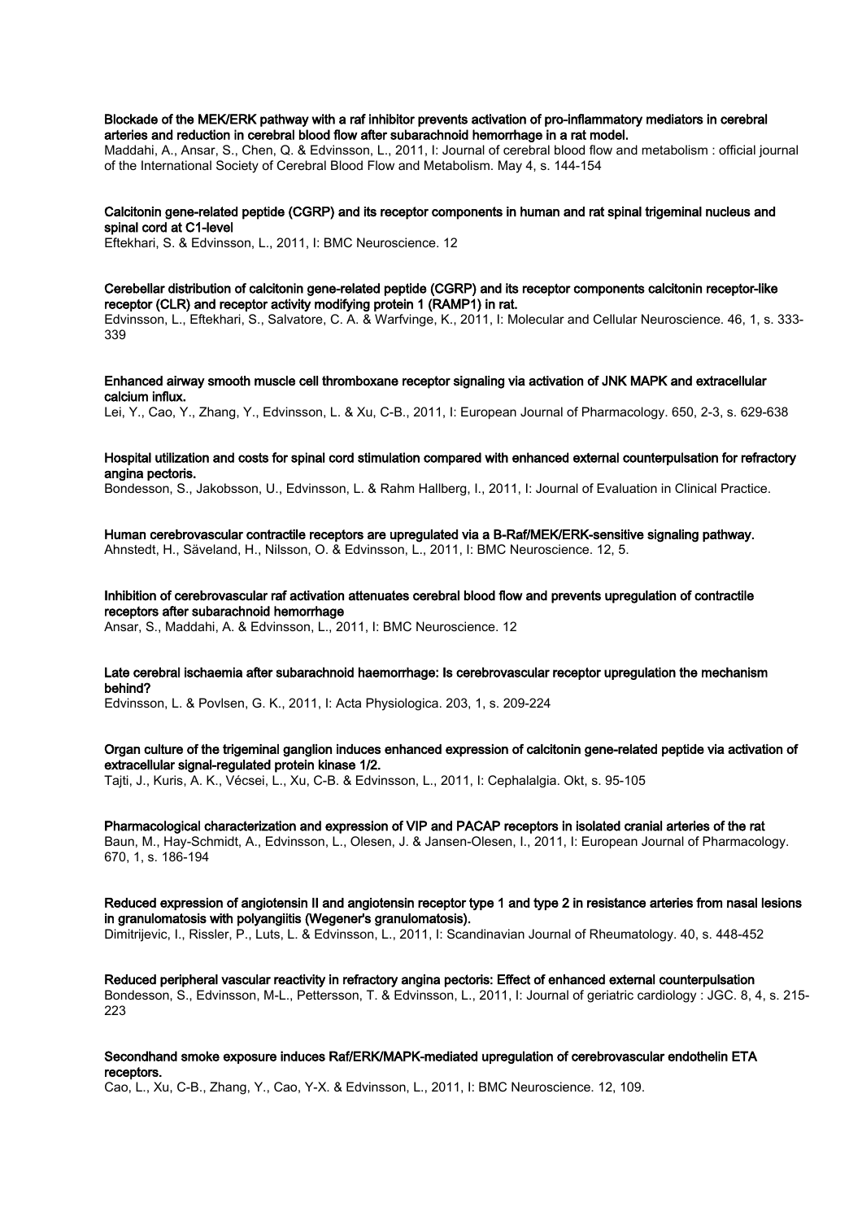**Blockade of the MEK/ERK pathway with a raf inhibitor prevents activation of pro-inflammatory mediators in cerebral arteries and reduction in cerebral blood flow after subarachnoid hemorrhage in a rat model.**
Maddahi, A., Ansar, S., Chen, Q. & Edvinsson, L., 2011, I: Journal of cerebral blood flow and metabolism : official journal of the International Society of Cerebral Blood Flow and Metabolism. May 4, s. 144-154

**Calcitonin gene-related peptide (CGRP) and its receptor components in human and rat spinal trigeminal nucleus and spinal cord at C1-level**
Eftekhari, S. & Edvinsson, L., 2011, I: BMC Neuroscience. 12

**Cerebellar distribution of calcitonin gene-related peptide (CGRP) and its receptor components calcitonin receptor-like receptor (CLR) and receptor activity modifying protein 1 (RAMP1) in rat.**
Edvinsson, L., Eftekhari, S., Salvatore, C. A. & Warfvinge, K., 2011, I: Molecular and Cellular Neuroscience. 46, 1, s. 333-339

**Enhanced airway smooth muscle cell thromboxane receptor signaling via activation of JNK MAPK and extracellular calcium influx.**
Lei, Y., Cao, Y., Zhang, Y., Edvinsson, L. & Xu, C-B., 2011, I: European Journal of Pharmacology. 650, 2-3, s. 629-638

**Hospital utilization and costs for spinal cord stimulation compared with enhanced external counterpulsation for refractory angina pectoris.**
Bondesson, S., Jakobsson, U., Edvinsson, L. & Rahm Hallberg, I., 2011, I: Journal of Evaluation in Clinical Practice.

**Human cerebrovascular contractile receptors are upregulated via a B-Raf/MEK/ERK-sensitive signaling pathway.**
Ahnstedt, H., Säveland, H., Nilsson, O. & Edvinsson, L., 2011, I: BMC Neuroscience. 12, 5.

**Inhibition of cerebrovascular raf activation attenuates cerebral blood flow and prevents upregulation of contractile receptors after subarachnoid hemorrhage**
Ansar, S., Maddahi, A. & Edvinsson, L., 2011, I: BMC Neuroscience. 12

**Late cerebral ischaemia after subarachnoid haemorrhage: Is cerebrovascular receptor upregulation the mechanism behind?**
Edvinsson, L. & Povlsen, G. K., 2011, I: Acta Physiologica. 203, 1, s. 209-224

**Organ culture of the trigeminal ganglion induces enhanced expression of calcitonin gene-related peptide via activation of extracellular signal-regulated protein kinase 1/2.**
Tajti, J., Kuris, A. K., Vécsei, L., Xu, C-B. & Edvinsson, L., 2011, I: Cephalalgia. Okt, s. 95-105

**Pharmacological characterization and expression of VIP and PACAP receptors in isolated cranial arteries of the rat**
Baun, M., Hay-Schmidt, A., Edvinsson, L., Olesen, J. & Jansen-Olesen, I., 2011, I: European Journal of Pharmacology. 670, 1, s. 186-194

**Reduced expression of angiotensin II and angiotensin receptor type 1 and type 2 in resistance arteries from nasal lesions in granulomatosis with polyangiitis (Wegener's granulomatosis).**
Dimitrijevic, I., Rissler, P., Luts, L. & Edvinsson, L., 2011, I: Scandinavian Journal of Rheumatology. 40, s. 448-452

**Reduced peripheral vascular reactivity in refractory angina pectoris: Effect of enhanced external counterpulsation**
Bondesson, S., Edvinsson, M-L., Pettersson, T. & Edvinsson, L., 2011, I: Journal of geriatric cardiology : JGC. 8, 4, s. 215-223

**Secondhand smoke exposure induces Raf/ERK/MAPK-mediated upregulation of cerebrovascular endothelin ETA receptors.**
Cao, L., Xu, C-B., Zhang, Y., Cao, Y-X. & Edvinsson, L., 2011, I: BMC Neuroscience. 12, 109.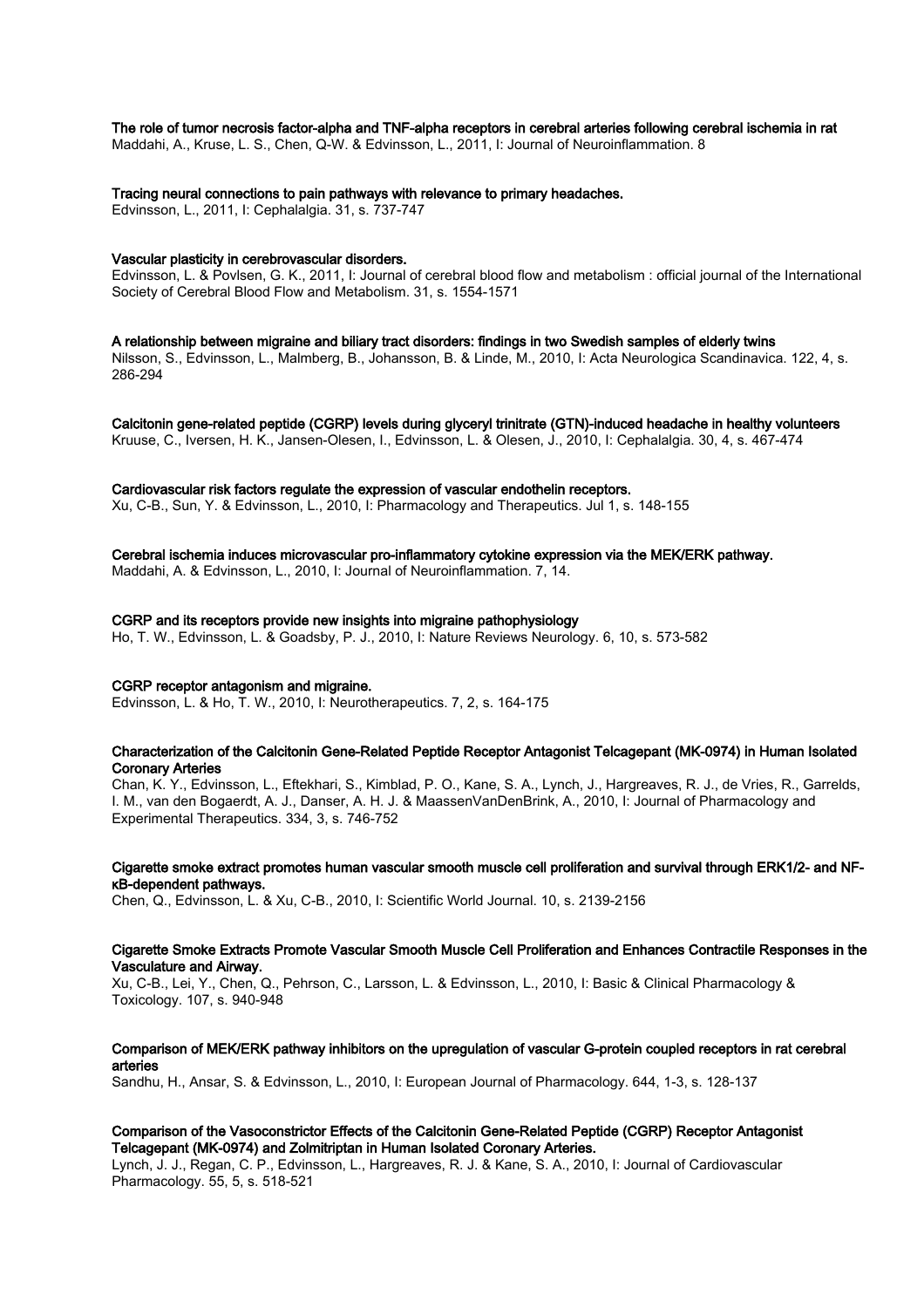**The role of tumor necrosis factor-alpha and TNF-alpha receptors in cerebral arteries following cerebral ischemia in rat**
Maddahi, A., Kruse, L. S., Chen, Q-W. & Edvinsson, L., 2011, I: Journal of Neuroinflammation. 8

**Tracing neural connections to pain pathways with relevance to primary headaches.**
Edvinsson, L., 2011, I: Cephalalgia. 31, s. 737-747

**Vascular plasticity in cerebrovascular disorders.**
Edvinsson, L. & Povlsen, G. K., 2011, I: Journal of cerebral blood flow and metabolism : official journal of the International Society of Cerebral Blood Flow and Metabolism. 31, s. 1554-1571

**A relationship between migraine and biliary tract disorders: findings in two Swedish samples of elderly twins**
Nilsson, S., Edvinsson, L., Malmberg, B., Johansson, B. & Linde, M., 2010, I: Acta Neurologica Scandinavica. 122, 4, s. 286-294

**Calcitonin gene-related peptide (CGRP) levels during glyceryl trinitrate (GTN)-induced headache in healthy volunteers**
Kruuse, C., Iversen, H. K., Jansen-Olesen, I., Edvinsson, L. & Olesen, J., 2010, I: Cephalalgia. 30, 4, s. 467-474

**Cardiovascular risk factors regulate the expression of vascular endothelin receptors.**
Xu, C-B., Sun, Y. & Edvinsson, L., 2010, I: Pharmacology and Therapeutics. Jul 1, s. 148-155

**Cerebral ischemia induces microvascular pro-inflammatory cytokine expression via the MEK/ERK pathway.**
Maddahi, A. & Edvinsson, L., 2010, I: Journal of Neuroinflammation. 7, 14.

**CGRP and its receptors provide new insights into migraine pathophysiology**
Ho, T. W., Edvinsson, L. & Goadsby, P. J., 2010, I: Nature Reviews Neurology. 6, 10, s. 573-582

**CGRP receptor antagonism and migraine.**
Edvinsson, L. & Ho, T. W., 2010, I: Neurotherapeutics. 7, 2, s. 164-175

**Characterization of the Calcitonin Gene-Related Peptide Receptor Antagonist Telcagepant (MK-0974) in Human Isolated Coronary Arteries**
Chan, K. Y., Edvinsson, L., Eftekhari, S., Kimblad, P. O., Kane, S. A., Lynch, J., Hargreaves, R. J., de Vries, R., Garrelds, I. M., van den Bogaerdt, A. J., Danser, A. H. J. & MaassenVanDenBrink, A., 2010, I: Journal of Pharmacology and Experimental Therapeutics. 334, 3, s. 746-752

**Cigarette smoke extract promotes human vascular smooth muscle cell proliferation and survival through ERK1/2- and NF-κB-dependent pathways.**
Chen, Q., Edvinsson, L. & Xu, C-B., 2010, I: Scientific World Journal. 10, s. 2139-2156

**Cigarette Smoke Extracts Promote Vascular Smooth Muscle Cell Proliferation and Enhances Contractile Responses in the Vasculature and Airway.**
Xu, C-B., Lei, Y., Chen, Q., Pehrson, C., Larsson, L. & Edvinsson, L., 2010, I: Basic & Clinical Pharmacology & Toxicology. 107, s. 940-948

**Comparison of MEK/ERK pathway inhibitors on the upregulation of vascular G-protein coupled receptors in rat cerebral arteries**
Sandhu, H., Ansar, S. & Edvinsson, L., 2010, I: European Journal of Pharmacology. 644, 1-3, s. 128-137

**Comparison of the Vasoconstrictor Effects of the Calcitonin Gene-Related Peptide (CGRP) Receptor Antagonist Telcagepant (MK-0974) and Zolmitriptan in Human Isolated Coronary Arteries.**
Lynch, J. J., Regan, C. P., Edvinsson, L., Hargreaves, R. J. & Kane, S. A., 2010, I: Journal of Cardiovascular Pharmacology. 55, 5, s. 518-521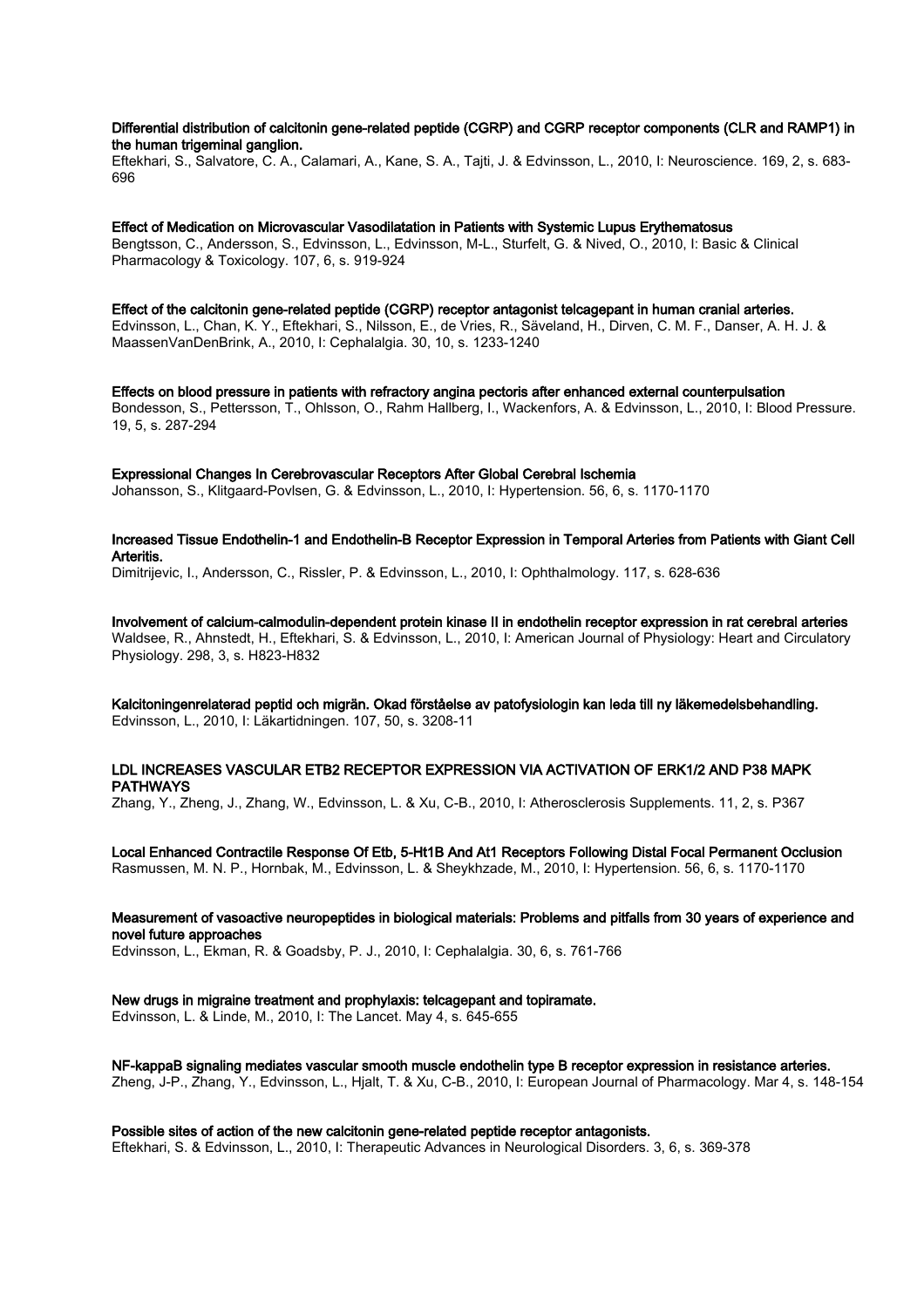**Differential distribution of calcitonin gene-related peptide (CGRP) and CGRP receptor components (CLR and RAMP1) in the human trigeminal ganglion.**
Eftekhari, S., Salvatore, C. A., Calamari, A., Kane, S. A., Tajti, J. & Edvinsson, L., 2010, I: Neuroscience. 169, 2, s. 683-696

**Effect of Medication on Microvascular Vasodilatation in Patients with Systemic Lupus Erythematosus**
Bengtsson, C., Andersson, S., Edvinsson, L., Edvinsson, M-L., Sturfelt, G. & Nived, O., 2010, I: Basic & Clinical Pharmacology & Toxicology. 107, 6, s. 919-924

**Effect of the calcitonin gene-related peptide (CGRP) receptor antagonist telcagepant in human cranial arteries.**
Edvinsson, L., Chan, K. Y., Eftekhari, S., Nilsson, E., de Vries, R., Säveland, H., Dirven, C. M. F., Danser, A. H. J. & MaassenVanDenBrink, A., 2010, I: Cephalalgia. 30, 10, s. 1233-1240

**Effects on blood pressure in patients with refractory angina pectoris after enhanced external counterpulsation**
Bondesson, S., Pettersson, T., Ohlsson, O., Rahm Hallberg, I., Wackenfors, A. & Edvinsson, L., 2010, I: Blood Pressure. 19, 5, s. 287-294

**Expressional Changes In Cerebrovascular Receptors After Global Cerebral Ischemia**
Johansson, S., Klitgaard-Povlsen, G. & Edvinsson, L., 2010, I: Hypertension. 56, 6, s. 1170-1170

**Increased Tissue Endothelin-1 and Endothelin-B Receptor Expression in Temporal Arteries from Patients with Giant Cell Arteritis.**
Dimitrijevic, I., Andersson, C., Rissler, P. & Edvinsson, L., 2010, I: Ophthalmology. 117, s. 628-636

**Involvement of calcium-calmodulin-dependent protein kinase II in endothelin receptor expression in rat cerebral arteries**
Waldsee, R., Ahnstedt, H., Eftekhari, S. & Edvinsson, L., 2010, I: American Journal of Physiology: Heart and Circulatory Physiology. 298, 3, s. H823-H832

**Kalcitoningenrelaterad peptid och migrän. Okad förståelse av patofysiologin kan leda till ny läkemedelsbehandling.**
Edvinsson, L., 2010, I: Läkartidningen. 107, 50, s. 3208-11

**LDL INCREASES VASCULAR ETB2 RECEPTOR EXPRESSION VIA ACTIVATION OF ERK1/2 AND P38 MAPK PATHWAYS**
Zhang, Y., Zheng, J., Zhang, W., Edvinsson, L. & Xu, C-B., 2010, I: Atherosclerosis Supplements. 11, 2, s. P367

**Local Enhanced Contractile Response Of Etb, 5-Ht1B And At1 Receptors Following Distal Focal Permanent Occlusion**
Rasmussen, M. N. P., Hornbak, M., Edvinsson, L. & Sheykhzade, M., 2010, I: Hypertension. 56, 6, s. 1170-1170

**Measurement of vasoactive neuropeptides in biological materials: Problems and pitfalls from 30 years of experience and novel future approaches**
Edvinsson, L., Ekman, R. & Goadsby, P. J., 2010, I: Cephalalgia. 30, 6, s. 761-766

**New drugs in migraine treatment and prophylaxis: telcagepant and topiramate.**
Edvinsson, L. & Linde, M., 2010, I: The Lancet. May 4, s. 645-655

**NF-kappaB signaling mediates vascular smooth muscle endothelin type B receptor expression in resistance arteries.**
Zheng, J-P., Zhang, Y., Edvinsson, L., Hjalt, T. & Xu, C-B., 2010, I: European Journal of Pharmacology. Mar 4, s. 148-154

**Possible sites of action of the new calcitonin gene-related peptide receptor antagonists.**
Eftekhari, S. & Edvinsson, L., 2010, I: Therapeutic Advances in Neurological Disorders. 3, 6, s. 369-378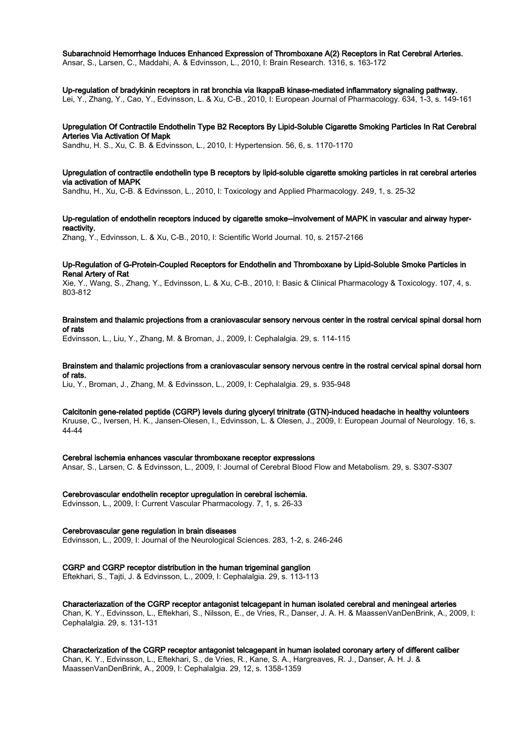**Subarachnoid Hemorrhage Induces Enhanced Expression of Thromboxane A(2) Receptors in Rat Cerebral Arteries.**
Ansar, S., Larsen, C., Maddahi, A. & Edvinsson, L., 2010, I: Brain Research. 1316, s. 163-172

**Up-regulation of bradykinin receptors in rat bronchia via IkappaB kinase-mediated inflammatory signaling pathway.**
Lei, Y., Zhang, Y., Cao, Y., Edvinsson, L. & Xu, C-B., 2010, I: European Journal of Pharmacology. 634, 1-3, s. 149-161

**Upregulation Of Contractile Endothelin Type B2 Receptors By Lipid-Soluble Cigarette Smoking Particles In Rat Cerebral Arteries Via Activation Of Mapk**
Sandhu, H. S., Xu, C. B. & Edvinsson, L., 2010, I: Hypertension. 56, 6, s. 1170-1170

**Upregulation of contractile endothelin type B receptors by lipid-soluble cigarette smoking particles in rat cerebral arteries via activation of MAPK**
Sandhu, H., Xu, C-B. & Edvinsson, L., 2010, I: Toxicology and Applied Pharmacology. 249, 1, s. 25-32

**Up-regulation of endothelin receptors induced by cigarette smoke--involvement of MAPK in vascular and airway hyper-reactivity.**
Zhang, Y., Edvinsson, L. & Xu, C-B., 2010, I: Scientific World Journal. 10, s. 2157-2166

**Up-Regulation of G-Protein-Coupled Receptors for Endothelin and Thromboxane by Lipid-Soluble Smoke Particles in Renal Artery of Rat**
Xie, Y., Wang, S., Zhang, Y., Edvinsson, L. & Xu, C-B., 2010, I: Basic & Clinical Pharmacology & Toxicology. 107, 4, s. 803-812

**Brainstem and thalamic projections from a craniovascular sensory nervous center in the rostral cervical spinal dorsal horn of rats**
Edvinsson, L., Liu, Y., Zhang, M. & Broman, J., 2009, I: Cephalalgia. 29, s. 114-115

**Brainstem and thalamic projections from a craniovascular sensory nervous centre in the rostral cervical spinal dorsal horn of rats.**
Liu, Y., Broman, J., Zhang, M. & Edvinsson, L., 2009, I: Cephalalgia. 29, s. 935-948

**Calcitonin gene-related peptide (CGRP) levels during glyceryl trinitrate (GTN)-induced headache in healthy volunteers**
Kruuse, C., Iversen, H. K., Jansen-Olesen, I., Edvinsson, L. & Olesen, J., 2009, I: European Journal of Neurology. 16, s. 44-44

**Cerebral ischemia enhances vascular thromboxane receptor expressions**
Ansar, S., Larsen, C. & Edvinsson, L., 2009, I: Journal of Cerebral Blood Flow and Metabolism. 29, s. S307-S307

**Cerebrovascular endothelin receptor upregulation in cerebral ischemia.**
Edvinsson, L., 2009, I: Current Vascular Pharmacology. 7, 1, s. 26-33

**Cerebrovascular gene regulation in brain diseases**
Edvinsson, L., 2009, I: Journal of the Neurological Sciences. 283, 1-2, s. 246-246

**CGRP and CGRP receptor distribution in the human trigeminal ganglion**
Eftekhari, S., Tajti, J. & Edvinsson, L., 2009, I: Cephalalgia. 29, s. 113-113

**Characteriazation of the CGRP receptor antagonist telcagepant in human isolated cerebral and meningeal arteries**
Chan, K. Y., Edvinsson, L., Eftekhari, S., Nilsson, E., de Vries, R., Danser, J. A. H. & MaassenVanDenBrink, A., 2009, I: Cephalalgia. 29, s. 131-131

**Characterization of the CGRP receptor antagonist telcagepant in human isolated coronary artery of different caliber**
Chan, K. Y., Edvinsson, L., Eftekhari, S., de Vries, R., Kane, S. A., Hargreaves, R. J., Danser, A. H. J. & MaassenVanDenBrink, A., 2009, I: Cephalalgia. 29, 12, s. 1358-1359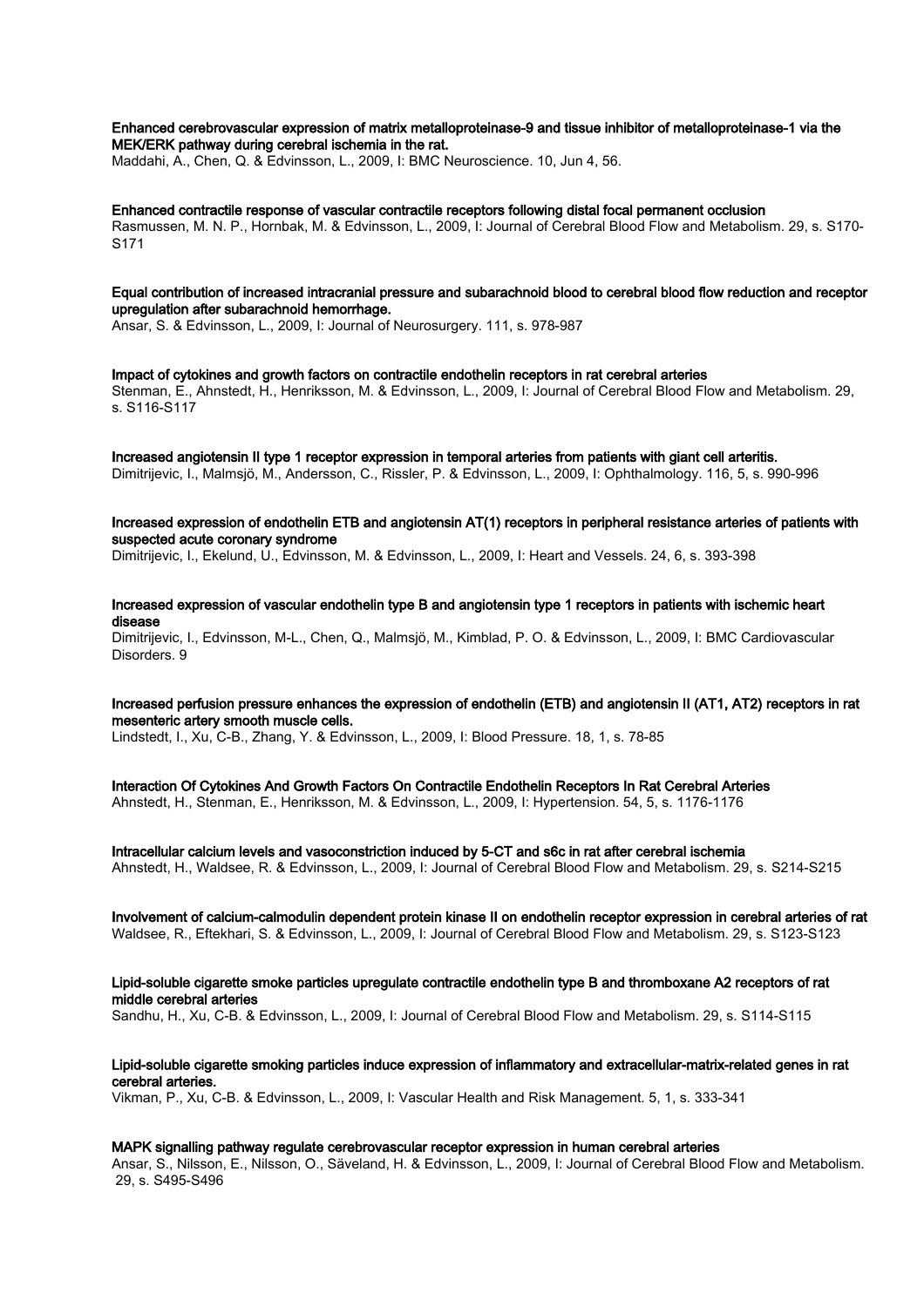**Enhanced cerebrovascular expression of matrix metalloproteinase-9 and tissue inhibitor of metalloproteinase-1 via the MEK/ERK pathway during cerebral ischemia in the rat.**
Maddahi, A., Chen, Q. & Edvinsson, L., 2009, I: BMC Neuroscience. 10, Jun 4, 56.

**Enhanced contractile response of vascular contractile receptors following distal focal permanent occlusion**
Rasmussen, M. N. P., Hornbak, M. & Edvinsson, L., 2009, I: Journal of Cerebral Blood Flow and Metabolism. 29, s. S170-S171

**Equal contribution of increased intracranial pressure and subarachnoid blood to cerebral blood flow reduction and receptor upregulation after subarachnoid hemorrhage.**
Ansar, S. & Edvinsson, L., 2009, I: Journal of Neurosurgery. 111, s. 978-987

**Impact of cytokines and growth factors on contractile endothelin receptors in rat cerebral arteries**
Stenman, E., Ahnstedt, H., Henriksson, M. & Edvinsson, L., 2009, I: Journal of Cerebral Blood Flow and Metabolism. 29, s. S116-S117

**Increased angiotensin II type 1 receptor expression in temporal arteries from patients with giant cell arteritis.**
Dimitrijevic, I., Malmsjö, M., Andersson, C., Rissler, P. & Edvinsson, L., 2009, I: Ophthalmology. 116, 5, s. 990-996

**Increased expression of endothelin ETB and angiotensin AT(1) receptors in peripheral resistance arteries of patients with suspected acute coronary syndrome**
Dimitrijevic, I., Ekelund, U., Edvinsson, M. & Edvinsson, L., 2009, I: Heart and Vessels. 24, 6, s. 393-398

**Increased expression of vascular endothelin type B and angiotensin type 1 receptors in patients with ischemic heart disease**
Dimitrijevic, I., Edvinsson, M-L., Chen, Q., Malmsjö, M., Kimblad, P. O. & Edvinsson, L., 2009, I: BMC Cardiovascular Disorders. 9

**Increased perfusion pressure enhances the expression of endothelin (ETB) and angiotensin II (AT1, AT2) receptors in rat mesenteric artery smooth muscle cells.**
Lindstedt, I., Xu, C-B., Zhang, Y. & Edvinsson, L., 2009, I: Blood Pressure. 18, 1, s. 78-85

**Interaction Of Cytokines And Growth Factors On Contractile Endothelin Receptors In Rat Cerebral Arteries**
Ahnstedt, H., Stenman, E., Henriksson, M. & Edvinsson, L., 2009, I: Hypertension. 54, 5, s. 1176-1176

**Intracellular calcium levels and vasoconstriction induced by 5-CT and s6c in rat after cerebral ischemia**
Ahnstedt, H., Waldsee, R. & Edvinsson, L., 2009, I: Journal of Cerebral Blood Flow and Metabolism. 29, s. S214-S215

**Involvement of calcium-calmodulin dependent protein kinase II on endothelin receptor expression in cerebral arteries of rat**
Waldsee, R., Eftekhari, S. & Edvinsson, L., 2009, I: Journal of Cerebral Blood Flow and Metabolism. 29, s. S123-S123

**Lipid-soluble cigarette smoke particles upregulate contractile endothelin type B and thromboxane A2 receptors of rat middle cerebral arteries**
Sandhu, H., Xu, C-B. & Edvinsson, L., 2009, I: Journal of Cerebral Blood Flow and Metabolism. 29, s. S114-S115

**Lipid-soluble cigarette smoking particles induce expression of inflammatory and extracellular-matrix-related genes in rat cerebral arteries.**
Vikman, P., Xu, C-B. & Edvinsson, L., 2009, I: Vascular Health and Risk Management. 5, 1, s. 333-341

**MAPK signalling pathway regulate cerebrovascular receptor expression in human cerebral arteries**
Ansar, S., Nilsson, E., Nilsson, O., Säveland, H. & Edvinsson, L., 2009, I: Journal of Cerebral Blood Flow and Metabolism. 29, s. S495-S496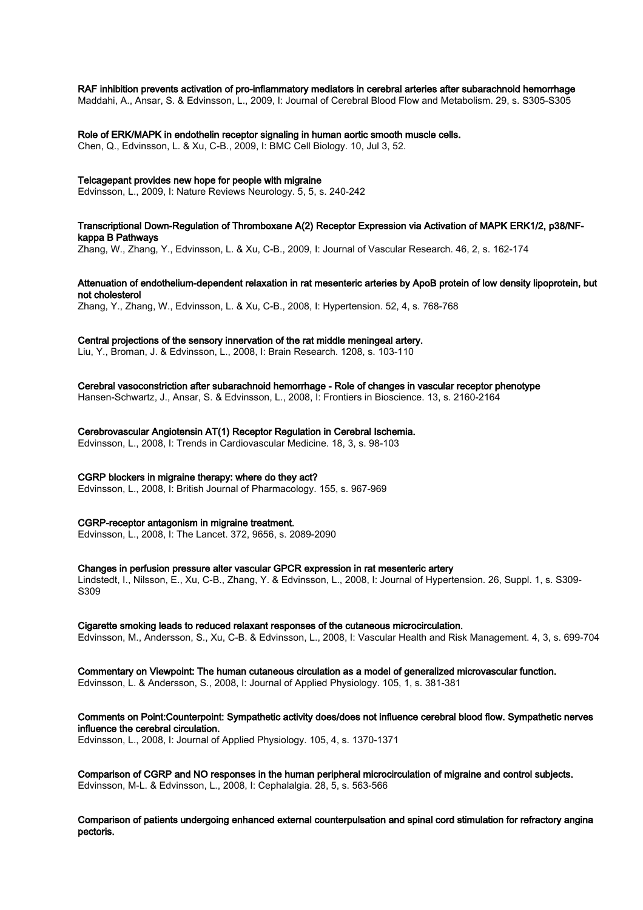**RAF inhibition prevents activation of pro-inflammatory mediators in cerebral arteries after subarachnoid hemorrhage**
Maddahi, A., Ansar, S. & Edvinsson, L., 2009, I: Journal of Cerebral Blood Flow and Metabolism. 29, s. S305-S305

**Role of ERK/MAPK in endothelin receptor signaling in human aortic smooth muscle cells.**
Chen, Q., Edvinsson, L. & Xu, C-B., 2009, I: BMC Cell Biology. 10, Jul 3, 52.

**Telcagepant provides new hope for people with migraine**
Edvinsson, L., 2009, I: Nature Reviews Neurology. 5, 5, s. 240-242

**Transcriptional Down-Regulation of Thromboxane A(2) Receptor Expression via Activation of MAPK ERK1/2, p38/NF-kappa B Pathways**
Zhang, W., Zhang, Y., Edvinsson, L. & Xu, C-B., 2009, I: Journal of Vascular Research. 46, 2, s. 162-174

**Attenuation of endothelium-dependent relaxation in rat mesenteric arteries by ApoB protein of low density lipoprotein, but not cholesterol**
Zhang, Y., Zhang, W., Edvinsson, L. & Xu, C-B., 2008, I: Hypertension. 52, 4, s. 768-768

**Central projections of the sensory innervation of the rat middle meningeal artery.**
Liu, Y., Broman, J. & Edvinsson, L., 2008, I: Brain Research. 1208, s. 103-110

**Cerebral vasoconstriction after subarachnoid hemorrhage - Role of changes in vascular receptor phenotype**
Hansen-Schwartz, J., Ansar, S. & Edvinsson, L., 2008, I: Frontiers in Bioscience. 13, s. 2160-2164

**Cerebrovascular Angiotensin AT(1) Receptor Regulation in Cerebral Ischemia.**
Edvinsson, L., 2008, I: Trends in Cardiovascular Medicine. 18, 3, s. 98-103

**CGRP blockers in migraine therapy: where do they act?**
Edvinsson, L., 2008, I: British Journal of Pharmacology. 155, s. 967-969

**CGRP-receptor antagonism in migraine treatment.**
Edvinsson, L., 2008, I: The Lancet. 372, 9656, s. 2089-2090

**Changes in perfusion pressure alter vascular GPCR expression in rat mesenteric artery**
Lindstedt, I., Nilsson, E., Xu, C-B., Zhang, Y. & Edvinsson, L., 2008, I: Journal of Hypertension. 26, Suppl. 1, s. S309-S309

**Cigarette smoking leads to reduced relaxant responses of the cutaneous microcirculation.**
Edvinsson, M., Andersson, S., Xu, C-B. & Edvinsson, L., 2008, I: Vascular Health and Risk Management. 4, 3, s. 699-704

**Commentary on Viewpoint: The human cutaneous circulation as a model of generalized microvascular function.**
Edvinsson, L. & Andersson, S., 2008, I: Journal of Applied Physiology. 105, 1, s. 381-381

**Comments on Point:Counterpoint: Sympathetic activity does/does not influence cerebral blood flow. Sympathetic nerves influence the cerebral circulation.**
Edvinsson, L., 2008, I: Journal of Applied Physiology. 105, 4, s. 1370-1371

**Comparison of CGRP and NO responses in the human peripheral microcirculation of migraine and control subjects.**
Edvinsson, M-L. & Edvinsson, L., 2008, I: Cephalalgia. 28, 5, s. 563-566

**Comparison of patients undergoing enhanced external counterpulsation and spinal cord stimulation for refractory angina pectoris.**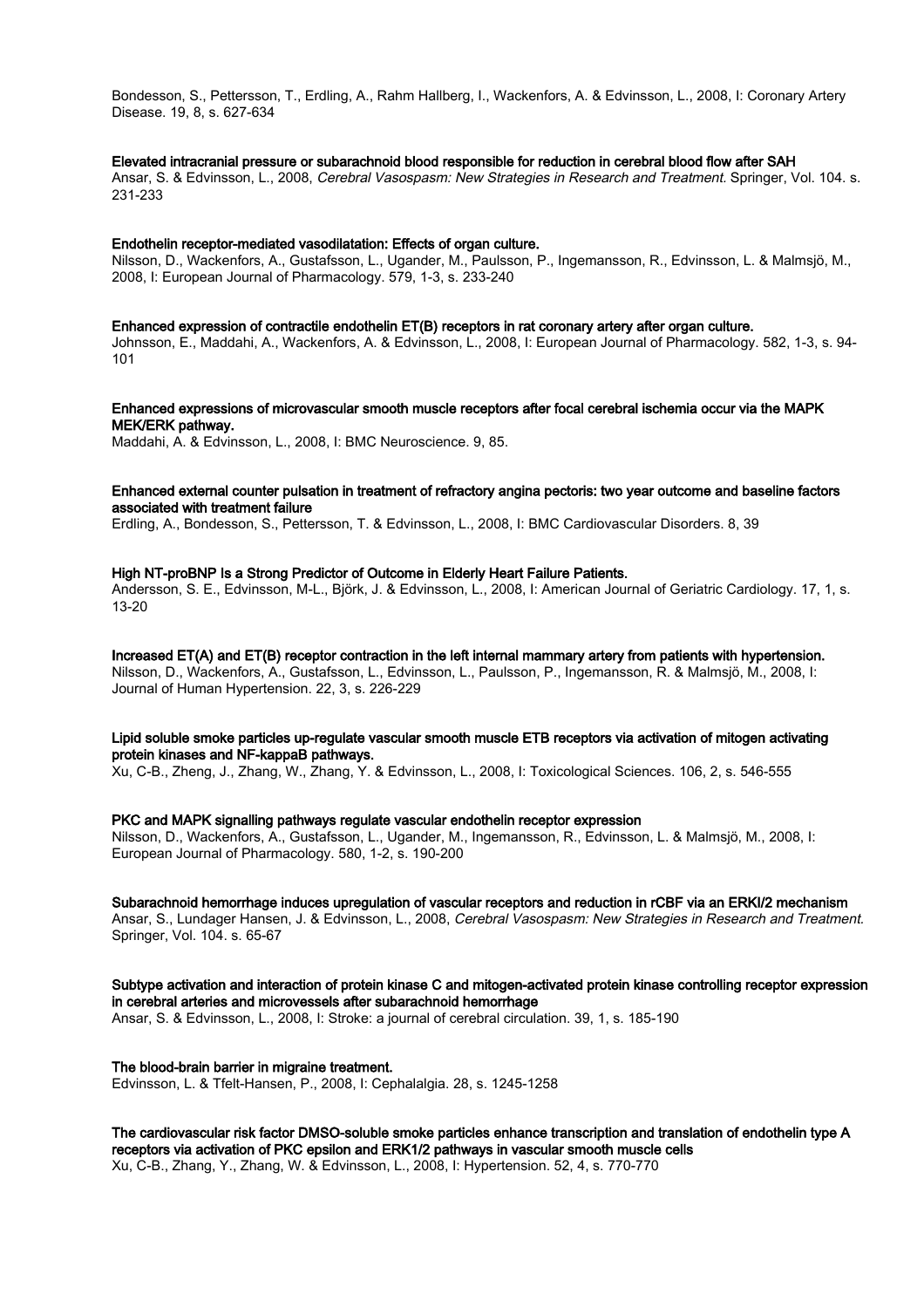Bondesson, S., Pettersson, T., Erdling, A., Rahm Hallberg, I., Wackenfors, A. & Edvinsson, L., 2008, I: Coronary Artery Disease. 19, 8, s. 627-634

**Elevated intracranial pressure or subarachnoid blood responsible for reduction in cerebral blood flow after SAH**
Ansar, S. & Edvinsson, L., 2008, *Cerebral Vasospasm: New Strategies in Research and Treatment.* Springer, Vol. 104. s. 231-233

**Endothelin receptor-mediated vasodilatation: Effects of organ culture.**
Nilsson, D., Wackenfors, A., Gustafsson, L., Ugander, M., Paulsson, P., Ingemansson, R., Edvinsson, L. & Malmsjö, M., 2008, I: European Journal of Pharmacology. 579, 1-3, s. 233-240

**Enhanced expression of contractile endothelin ET(B) receptors in rat coronary artery after organ culture.**
Johnsson, E., Maddahi, A., Wackenfors, A. & Edvinsson, L., 2008, I: European Journal of Pharmacology. 582, 1-3, s. 94-101

**Enhanced expressions of microvascular smooth muscle receptors after focal cerebral ischemia occur via the MAPK MEK/ERK pathway.**
Maddahi, A. & Edvinsson, L., 2008, I: BMC Neuroscience. 9, 85.

**Enhanced external counter pulsation in treatment of refractory angina pectoris: two year outcome and baseline factors associated with treatment failure**
Erdling, A., Bondesson, S., Pettersson, T. & Edvinsson, L., 2008, I: BMC Cardiovascular Disorders. 8, 39

**High NT-proBNP Is a Strong Predictor of Outcome in Elderly Heart Failure Patients.**
Andersson, S. E., Edvinsson, M-L., Björk, J. & Edvinsson, L., 2008, I: American Journal of Geriatric Cardiology. 17, 1, s. 13-20

**Increased ET(A) and ET(B) receptor contraction in the left internal mammary artery from patients with hypertension.**
Nilsson, D., Wackenfors, A., Gustafsson, L., Edvinsson, L., Paulsson, P., Ingemansson, R. & Malmsjö, M., 2008, I: Journal of Human Hypertension. 22, 3, s. 226-229

**Lipid soluble smoke particles up-regulate vascular smooth muscle ETB receptors via activation of mitogen activating protein kinases and NF-kappaB pathways.**
Xu, C-B., Zheng, J., Zhang, W., Zhang, Y. & Edvinsson, L., 2008, I: Toxicological Sciences. 106, 2, s. 546-555

**PKC and MAPK signalling pathways regulate vascular endothelin receptor expression**
Nilsson, D., Wackenfors, A., Gustafsson, L., Ugander, M., Ingemansson, R., Edvinsson, L. & Malmsjö, M., 2008, I: European Journal of Pharmacology. 580, 1-2, s. 190-200

**Subarachnoid hemorrhage induces upregulation of vascular receptors and reduction in rCBF via an ERKI/2 mechanism**
Ansar, S., Lundager Hansen, J. & Edvinsson, L., 2008, *Cerebral Vasospasm: New Strategies in Research and Treatment.* Springer, Vol. 104. s. 65-67

**Subtype activation and interaction of protein kinase C and mitogen-activated protein kinase controlling receptor expression in cerebral arteries and microvessels after subarachnoid hemorrhage**
Ansar, S. & Edvinsson, L., 2008, I: Stroke: a journal of cerebral circulation. 39, 1, s. 185-190

**The blood-brain barrier in migraine treatment.**
Edvinsson, L. & Tfelt-Hansen, P., 2008, I: Cephalalgia. 28, s. 1245-1258

**The cardiovascular risk factor DMSO-soluble smoke particles enhance transcription and translation of endothelin type A receptors via activation of PKC epsilon and ERK1/2 pathways in vascular smooth muscle cells**
Xu, C-B., Zhang, Y., Zhang, W. & Edvinsson, L., 2008, I: Hypertension. 52, 4, s. 770-770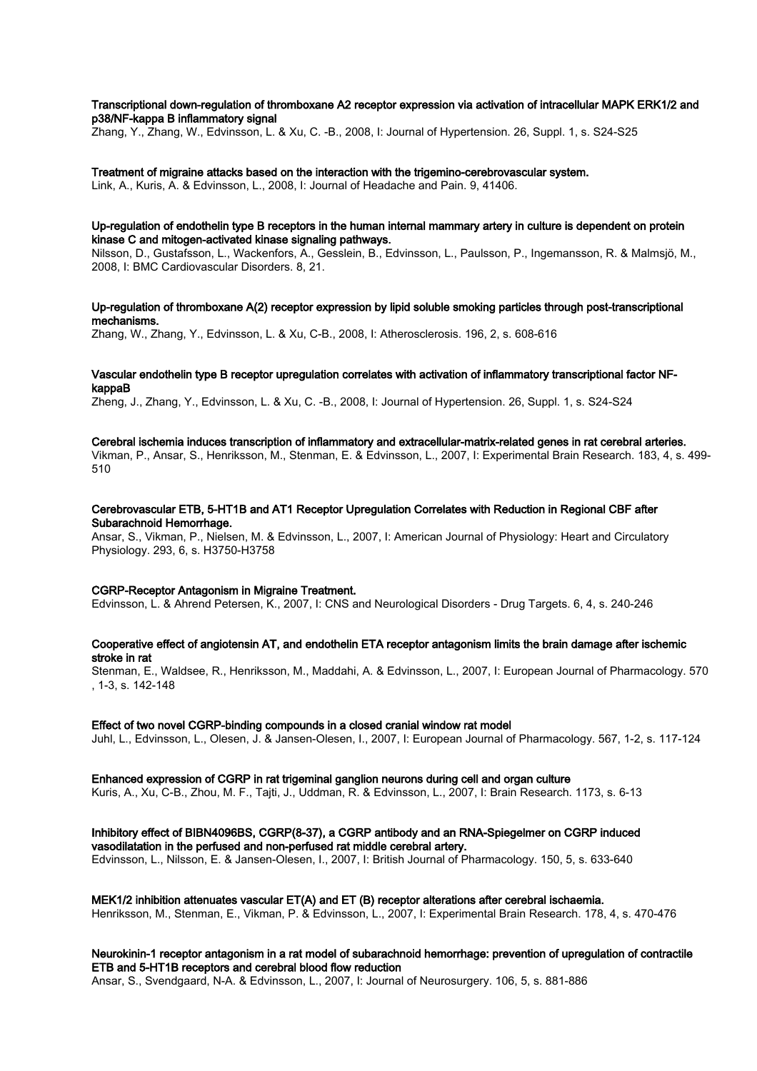**Transcriptional down-regulation of thromboxane A2 receptor expression via activation of intracellular MAPK ERK1/2 and p38/NF-kappa B inflammatory signal**

Zhang, Y., Zhang, W., Edvinsson, L. & Xu, C. -B., 2008, I: Journal of Hypertension. 26, Suppl. 1, s. S24-S25

**Treatment of migraine attacks based on the interaction with the trigemino-cerebrovascular system.**

Link, A., Kuris, A. & Edvinsson, L., 2008, I: Journal of Headache and Pain. 9, 41406.

**Up-regulation of endothelin type B receptors in the human internal mammary artery in culture is dependent on protein kinase C and mitogen-activated kinase signaling pathways.**

Nilsson, D., Gustafsson, L., Wackenfors, A., Gesslein, B., Edvinsson, L., Paulsson, P., Ingemansson, R. & Malmsjö, M., 2008, I: BMC Cardiovascular Disorders. 8, 21.

**Up-regulation of thromboxane A(2) receptor expression by lipid soluble smoking particles through post-transcriptional mechanisms.**

Zhang, W., Zhang, Y., Edvinsson, L. & Xu, C-B., 2008, I: Atherosclerosis. 196, 2, s. 608-616

**Vascular endothelin type B receptor upregulation correlates with activation of inflammatory transcriptional factor NF-kappaB**

Zheng, J., Zhang, Y., Edvinsson, L. & Xu, C. -B., 2008, I: Journal of Hypertension. 26, Suppl. 1, s. S24-S24

**Cerebral ischemia induces transcription of inflammatory and extracellular-matrix-related genes in rat cerebral arteries.**

Vikman, P., Ansar, S., Henriksson, M., Stenman, E. & Edvinsson, L., 2007, I: Experimental Brain Research. 183, 4, s. 499-510

**Cerebrovascular ETB, 5-HT1B and AT1 Receptor Upregulation Correlates with Reduction in Regional CBF after Subarachnoid Hemorrhage.**

Ansar, S., Vikman, P., Nielsen, M. & Edvinsson, L., 2007, I: American Journal of Physiology: Heart and Circulatory Physiology. 293, 6, s. H3750-H3758

**CGRP-Receptor Antagonism in Migraine Treatment.**

Edvinsson, L. & Ahrend Petersen, K., 2007, I: CNS and Neurological Disorders - Drug Targets. 6, 4, s. 240-246

**Cooperative effect of angiotensin AT, and endothelin ETA receptor antagonism limits the brain damage after ischemic stroke in rat**

Stenman, E., Waldsee, R., Henriksson, M., Maddahi, A. & Edvinsson, L., 2007, I: European Journal of Pharmacology. 570 , 1-3, s. 142-148

**Effect of two novel CGRP-binding compounds in a closed cranial window rat model**

Juhl, L., Edvinsson, L., Olesen, J. & Jansen-Olesen, I., 2007, I: European Journal of Pharmacology. 567, 1-2, s. 117-124

**Enhanced expression of CGRP in rat trigeminal ganglion neurons during cell and organ culture**

Kuris, A., Xu, C-B., Zhou, M. F., Tajti, J., Uddman, R. & Edvinsson, L., 2007, I: Brain Research. 1173, s. 6-13

**Inhibitory effect of BIBN4096BS, CGRP(8-37), a CGRP antibody and an RNA-Spiegelmer on CGRP induced vasodilatation in the perfused and non-perfused rat middle cerebral artery.**

Edvinsson, L., Nilsson, E. & Jansen-Olesen, I., 2007, I: British Journal of Pharmacology. 150, 5, s. 633-640

**MEK1/2 inhibition attenuates vascular ET(A) and ET (B) receptor alterations after cerebral ischaemia.**

Henriksson, M., Stenman, E., Vikman, P. & Edvinsson, L., 2007, I: Experimental Brain Research. 178, 4, s. 470-476

**Neurokinin-1 receptor antagonism in a rat model of subarachnoid hemorrhage: prevention of upregulation of contractile ETB and 5-HT1B receptors and cerebral blood flow reduction**

Ansar, S., Svendgaard, N-A. & Edvinsson, L., 2007, I: Journal of Neurosurgery. 106, 5, s. 881-886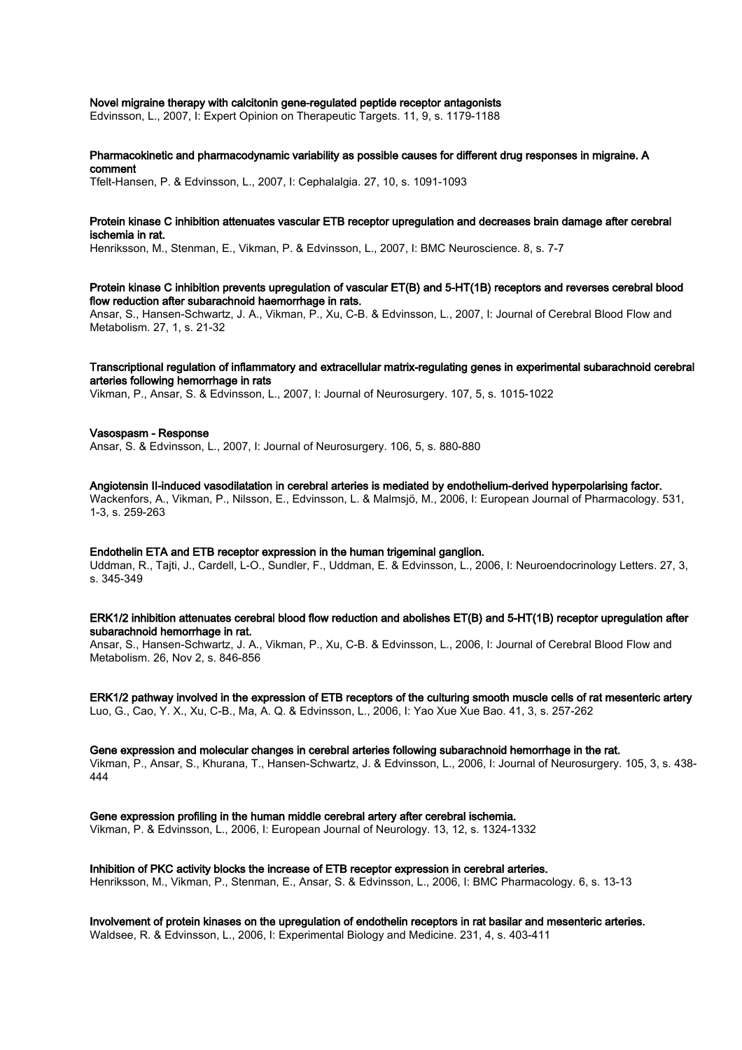**Novel migraine therapy with calcitonin gene-regulated peptide receptor antagonists**
Edvinsson, L., 2007, I: Expert Opinion on Therapeutic Targets. 11, 9, s. 1179-1188

**Pharmacokinetic and pharmacodynamic variability as possible causes for different drug responses in migraine. A comment**
Tfelt-Hansen, P. & Edvinsson, L., 2007, I: Cephalalgia. 27, 10, s. 1091-1093

**Protein kinase C inhibition attenuates vascular ETB receptor upregulation and decreases brain damage after cerebral ischemia in rat.**
Henriksson, M., Stenman, E., Vikman, P. & Edvinsson, L., 2007, I: BMC Neuroscience. 8, s. 7-7

**Protein kinase C inhibition prevents upregulation of vascular ET(B) and 5-HT(1B) receptors and reverses cerebral blood flow reduction after subarachnoid haemorrhage in rats.**
Ansar, S., Hansen-Schwartz, J. A., Vikman, P., Xu, C-B. & Edvinsson, L., 2007, I: Journal of Cerebral Blood Flow and Metabolism. 27, 1, s. 21-32

**Transcriptional regulation of inflammatory and extracellular matrix-regulating genes in experimental subarachnoid cerebral arteries following hemorrhage in rats**
Vikman, P., Ansar, S. & Edvinsson, L., 2007, I: Journal of Neurosurgery. 107, 5, s. 1015-1022

**Vasospasm - Response**
Ansar, S. & Edvinsson, L., 2007, I: Journal of Neurosurgery. 106, 5, s. 880-880

**Angiotensin II-induced vasodilatation in cerebral arteries is mediated by endothelium-derived hyperpolarising factor.**
Wackenfors, A., Vikman, P., Nilsson, E., Edvinsson, L. & Malmsjö, M., 2006, I: European Journal of Pharmacology. 531, 1-3, s. 259-263

**Endothelin ETA and ETB receptor expression in the human trigeminal ganglion.**
Uddman, R., Tajti, J., Cardell, L-O., Sundler, F., Uddman, E. & Edvinsson, L., 2006, I: Neuroendocrinology Letters. 27, 3, s. 345-349

**ERK1/2 inhibition attenuates cerebral blood flow reduction and abolishes ET(B) and 5-HT(1B) receptor upregulation after subarachnoid hemorrhage in rat.**
Ansar, S., Hansen-Schwartz, J. A., Vikman, P., Xu, C-B. & Edvinsson, L., 2006, I: Journal of Cerebral Blood Flow and Metabolism. 26, Nov 2, s. 846-856

**ERK1/2 pathway involved in the expression of ETB receptors of the culturing smooth muscle cells of rat mesenteric artery**
Luo, G., Cao, Y. X., Xu, C-B., Ma, A. Q. & Edvinsson, L., 2006, I: Yao Xue Xue Bao. 41, 3, s. 257-262

**Gene expression and molecular changes in cerebral arteries following subarachnoid hemorrhage in the rat.**
Vikman, P., Ansar, S., Khurana, T., Hansen-Schwartz, J. & Edvinsson, L., 2006, I: Journal of Neurosurgery. 105, 3, s. 438-444

**Gene expression profiling in the human middle cerebral artery after cerebral ischemia.**
Vikman, P. & Edvinsson, L., 2006, I: European Journal of Neurology. 13, 12, s. 1324-1332

**Inhibition of PKC activity blocks the increase of ETB receptor expression in cerebral arteries.**
Henriksson, M., Vikman, P., Stenman, E., Ansar, S. & Edvinsson, L., 2006, I: BMC Pharmacology. 6, s. 13-13

**Involvement of protein kinases on the upregulation of endothelin receptors in rat basilar and mesenteric arteries.**
Waldsee, R. & Edvinsson, L., 2006, I: Experimental Biology and Medicine. 231, 4, s. 403-411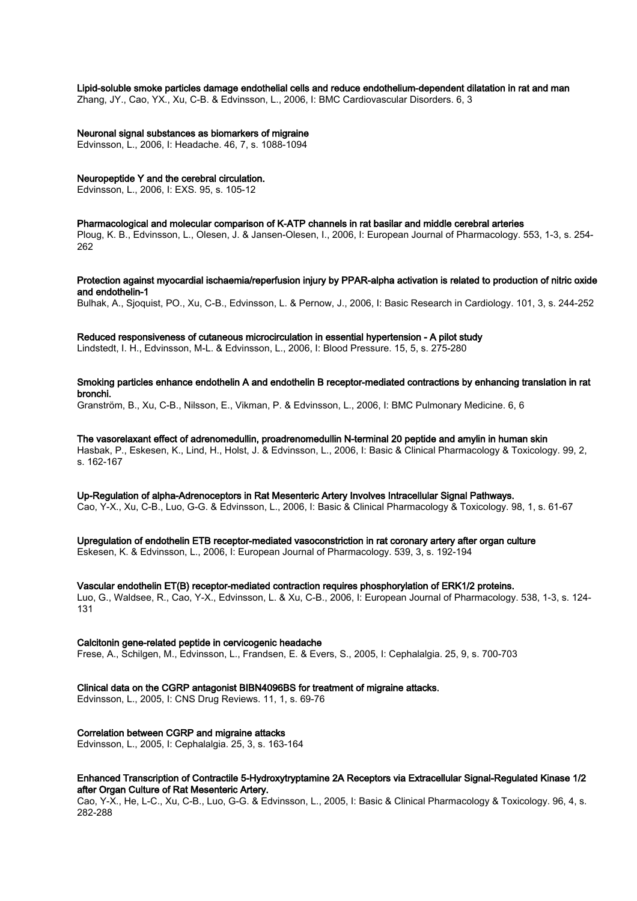**Lipid-soluble smoke particles damage endothelial cells and reduce endothelium-dependent dilatation in rat and man**
Zhang, JY., Cao, YX., Xu, C-B. & Edvinsson, L., 2006, I: BMC Cardiovascular Disorders. 6, 3

**Neuronal signal substances as biomarkers of migraine**
Edvinsson, L., 2006, I: Headache. 46, 7, s. 1088-1094

**Neuropeptide Y and the cerebral circulation.**
Edvinsson, L., 2006, I: EXS. 95, s. 105-12

**Pharmacological and molecular comparison of K-ATP channels in rat basilar and middle cerebral arteries**
Ploug, K. B., Edvinsson, L., Olesen, J. & Jansen-Olesen, I., 2006, I: European Journal of Pharmacology. 553, 1-3, s. 254-262

**Protection against myocardial ischaemia/reperfusion injury by PPAR-alpha activation is related to production of nitric oxide and endothelin-1**
Bulhak, A., Sjoquist, PO., Xu, C-B., Edvinsson, L. & Pernow, J., 2006, I: Basic Research in Cardiology. 101, 3, s. 244-252

**Reduced responsiveness of cutaneous microcirculation in essential hypertension - A pilot study**
Lindstedt, I. H., Edvinsson, M-L. & Edvinsson, L., 2006, I: Blood Pressure. 15, 5, s. 275-280

**Smoking particles enhance endothelin A and endothelin B receptor-mediated contractions by enhancing translation in rat bronchi.**
Granström, B., Xu, C-B., Nilsson, E., Vikman, P. & Edvinsson, L., 2006, I: BMC Pulmonary Medicine. 6, 6

**The vasorelaxant effect of adrenomedullin, proadrenomedullin N-terminal 20 peptide and amylin in human skin**
Hasbak, P., Eskesen, K., Lind, H., Holst, J. & Edvinsson, L., 2006, I: Basic & Clinical Pharmacology & Toxicology. 99, 2, s. 162-167

**Up-Regulation of alpha-Adrenoceptors in Rat Mesenteric Artery Involves Intracellular Signal Pathways.**
Cao, Y-X., Xu, C-B., Luo, G-G. & Edvinsson, L., 2006, I: Basic & Clinical Pharmacology & Toxicology. 98, 1, s. 61-67

**Upregulation of endothelin ETB receptor-mediated vasoconstriction in rat coronary artery after organ culture**
Eskesen, K. & Edvinsson, L., 2006, I: European Journal of Pharmacology. 539, 3, s. 192-194

**Vascular endothelin ET(B) receptor-mediated contraction requires phosphorylation of ERK1/2 proteins.**
Luo, G., Waldsee, R., Cao, Y-X., Edvinsson, L. & Xu, C-B., 2006, I: European Journal of Pharmacology. 538, 1-3, s. 124-131

**Calcitonin gene-related peptide in cervicogenic headache**
Frese, A., Schilgen, M., Edvinsson, L., Frandsen, E. & Evers, S., 2005, I: Cephalalgia. 25, 9, s. 700-703

**Clinical data on the CGRP antagonist BIBN4096BS for treatment of migraine attacks.**
Edvinsson, L., 2005, I: CNS Drug Reviews. 11, 1, s. 69-76

**Correlation between CGRP and migraine attacks**
Edvinsson, L., 2005, I: Cephalalgia. 25, 3, s. 163-164

**Enhanced Transcription of Contractile 5-Hydroxytryptamine 2A Receptors via Extracellular Signal-Regulated Kinase 1/2 after Organ Culture of Rat Mesenteric Artery.**
Cao, Y-X., He, L-C., Xu, C-B., Luo, G-G. & Edvinsson, L., 2005, I: Basic & Clinical Pharmacology & Toxicology. 96, 4, s. 282-288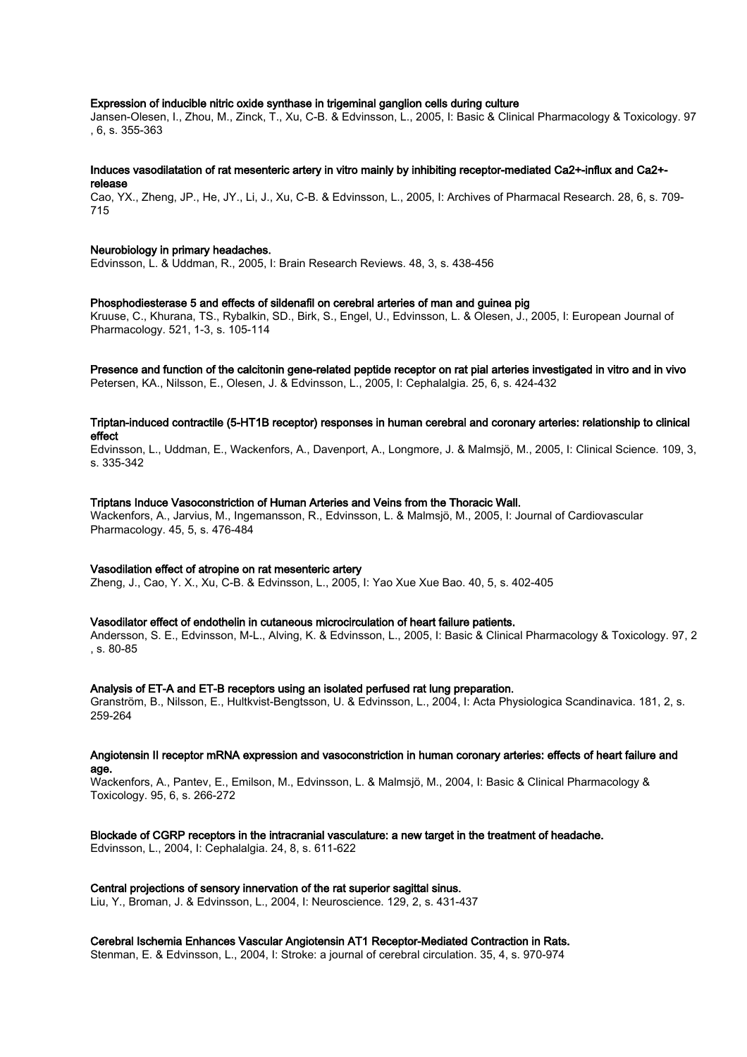**Expression of inducible nitric oxide synthase in trigeminal ganglion cells during culture**

Jansen-Olesen, I., Zhou, M., Zinck, T., Xu, C-B. & Edvinsson, L., 2005, I: Basic & Clinical Pharmacology & Toxicology. 97 , 6, s. 355-363

**Induces vasodilatation of rat mesenteric artery in vitro mainly by inhibiting receptor-mediated Ca2+-influx and Ca2+-release**

Cao, YX., Zheng, JP., He, JY., Li, J., Xu, C-B. & Edvinsson, L., 2005, I: Archives of Pharmacal Research. 28, 6, s. 709-715

**Neurobiology in primary headaches.**

Edvinsson, L. & Uddman, R., 2005, I: Brain Research Reviews. 48, 3, s. 438-456

**Phosphodiesterase 5 and effects of sildenafil on cerebral arteries of man and guinea pig**

Kruuse, C., Khurana, TS., Rybalkin, SD., Birk, S., Engel, U., Edvinsson, L. & Olesen, J., 2005, I: European Journal of Pharmacology. 521, 1-3, s. 105-114

**Presence and function of the calcitonin gene-related peptide receptor on rat pial arteries investigated in vitro and in vivo**

Petersen, KA., Nilsson, E., Olesen, J. & Edvinsson, L., 2005, I: Cephalalgia. 25, 6, s. 424-432

**Triptan-induced contractile (5-HT1B receptor) responses in human cerebral and coronary arteries: relationship to clinical effect**

Edvinsson, L., Uddman, E., Wackenfors, A., Davenport, A., Longmore, J. & Malmsjö, M., 2005, I: Clinical Science. 109, 3, s. 335-342

**Triptans Induce Vasoconstriction of Human Arteries and Veins from the Thoracic Wall.**

Wackenfors, A., Jarvius, M., Ingemansson, R., Edvinsson, L. & Malmsjö, M., 2005, I: Journal of Cardiovascular Pharmacology. 45, 5, s. 476-484

**Vasodilation effect of atropine on rat mesenteric artery**

Zheng, J., Cao, Y. X., Xu, C-B. & Edvinsson, L., 2005, I: Yao Xue Xue Bao. 40, 5, s. 402-405

**Vasodilator effect of endothelin in cutaneous microcirculation of heart failure patients.**

Andersson, S. E., Edvinsson, M-L., Alving, K. & Edvinsson, L., 2005, I: Basic & Clinical Pharmacology & Toxicology. 97, 2 , s. 80-85

**Analysis of ET-A and ET-B receptors using an isolated perfused rat lung preparation.**

Granström, B., Nilsson, E., Hultkvist-Bengtsson, U. & Edvinsson, L., 2004, I: Acta Physiologica Scandinavica. 181, 2, s. 259-264

**Angiotensin II receptor mRNA expression and vasoconstriction in human coronary arteries: effects of heart failure and age.**

Wackenfors, A., Pantev, E., Emilson, M., Edvinsson, L. & Malmsjö, M., 2004, I: Basic & Clinical Pharmacology & Toxicology. 95, 6, s. 266-272

**Blockade of CGRP receptors in the intracranial vasculature: a new target in the treatment of headache.**

Edvinsson, L., 2004, I: Cephalalgia. 24, 8, s. 611-622

**Central projections of sensory innervation of the rat superior sagittal sinus.**

Liu, Y., Broman, J. & Edvinsson, L., 2004, I: Neuroscience. 129, 2, s. 431-437

**Cerebral Ischemia Enhances Vascular Angiotensin AT1 Receptor-Mediated Contraction in Rats.**

Stenman, E. & Edvinsson, L., 2004, I: Stroke: a journal of cerebral circulation. 35, 4, s. 970-974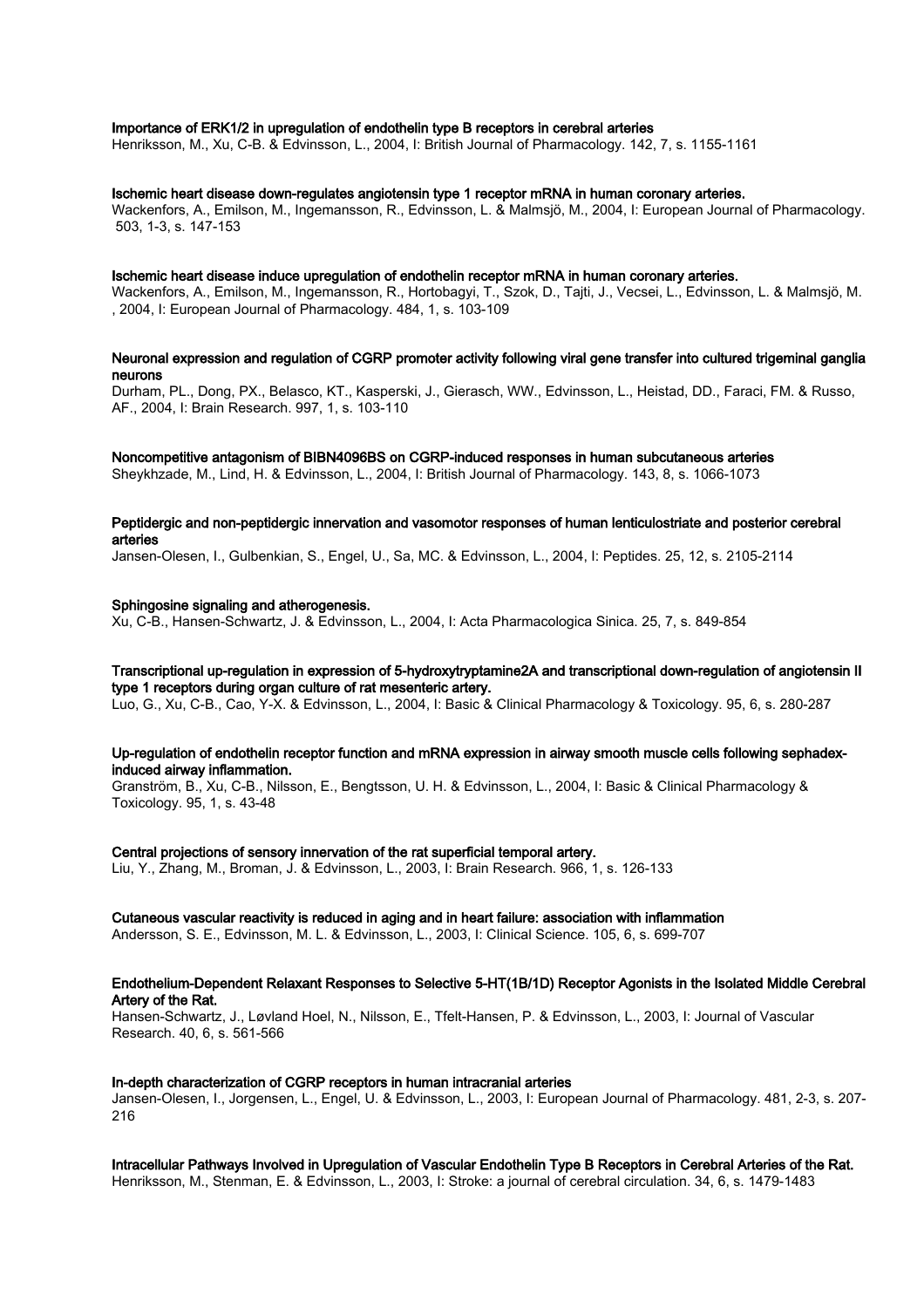**Importance of ERK1/2 in upregulation of endothelin type B receptors in cerebral arteries**
Henriksson, M., Xu, C-B. & Edvinsson, L., 2004, I: British Journal of Pharmacology. 142, 7, s. 1155-1161

**Ischemic heart disease down-regulates angiotensin type 1 receptor mRNA in human coronary arteries.**
Wackenfors, A., Emilson, M., Ingemansson, R., Edvinsson, L. & Malmsjö, M., 2004, I: European Journal of Pharmacology. 503, 1-3, s. 147-153

**Ischemic heart disease induce upregulation of endothelin receptor mRNA in human coronary arteries.**
Wackenfors, A., Emilson, M., Ingemansson, R., Hortobagyi, T., Szok, D., Tajti, J., Vecsei, L., Edvinsson, L. & Malmsjö, M., 2004, I: European Journal of Pharmacology. 484, 1, s. 103-109

**Neuronal expression and regulation of CGRP promoter activity following viral gene transfer into cultured trigeminal ganglia neurons**
Durham, PL., Dong, PX., Belasco, KT., Kasperski, J., Gierasch, WW., Edvinsson, L., Heistad, DD., Faraci, FM. & Russo, AF., 2004, I: Brain Research. 997, 1, s. 103-110

**Noncompetitive antagonism of BIBN4096BS on CGRP-induced responses in human subcutaneous arteries**
Sheykhzade, M., Lind, H. & Edvinsson, L., 2004, I: British Journal of Pharmacology. 143, 8, s. 1066-1073

**Peptidergic and non-peptidergic innervation and vasomotor responses of human lenticulostriate and posterior cerebral arteries**
Jansen-Olesen, I., Gulbenkian, S., Engel, U., Sa, MC. & Edvinsson, L., 2004, I: Peptides. 25, 12, s. 2105-2114

**Sphingosine signaling and atherogenesis.**
Xu, C-B., Hansen-Schwartz, J. & Edvinsson, L., 2004, I: Acta Pharmacologica Sinica. 25, 7, s. 849-854

**Transcriptional up-regulation in expression of 5-hydroxytryptamine2A and transcriptional down-regulation of angiotensin II type 1 receptors during organ culture of rat mesenteric artery.**
Luo, G., Xu, C-B., Cao, Y-X. & Edvinsson, L., 2004, I: Basic & Clinical Pharmacology & Toxicology. 95, 6, s. 280-287

**Up-regulation of endothelin receptor function and mRNA expression in airway smooth muscle cells following sephadex-induced airway inflammation.**
Granström, B., Xu, C-B., Nilsson, E., Bengtsson, U. H. & Edvinsson, L., 2004, I: Basic & Clinical Pharmacology & Toxicology. 95, 1, s. 43-48

**Central projections of sensory innervation of the rat superficial temporal artery.**
Liu, Y., Zhang, M., Broman, J. & Edvinsson, L., 2003, I: Brain Research. 966, 1, s. 126-133

**Cutaneous vascular reactivity is reduced in aging and in heart failure: association with inflammation**
Andersson, S. E., Edvinsson, M. L. & Edvinsson, L., 2003, I: Clinical Science. 105, 6, s. 699-707

**Endothelium-Dependent Relaxant Responses to Selective 5-HT(1B/1D) Receptor Agonists in the Isolated Middle Cerebral Artery of the Rat.**
Hansen-Schwartz, J., Løvland Hoel, N., Nilsson, E., Tfelt-Hansen, P. & Edvinsson, L., 2003, I: Journal of Vascular Research. 40, 6, s. 561-566

**In-depth characterization of CGRP receptors in human intracranial arteries**
Jansen-Olesen, I., Jorgensen, L., Engel, U. & Edvinsson, L., 2003, I: European Journal of Pharmacology. 481, 2-3, s. 207-216

**Intracellular Pathways Involved in Upregulation of Vascular Endothelin Type B Receptors in Cerebral Arteries of the Rat.**
Henriksson, M., Stenman, E. & Edvinsson, L., 2003, I: Stroke: a journal of cerebral circulation. 34, 6, s. 1479-1483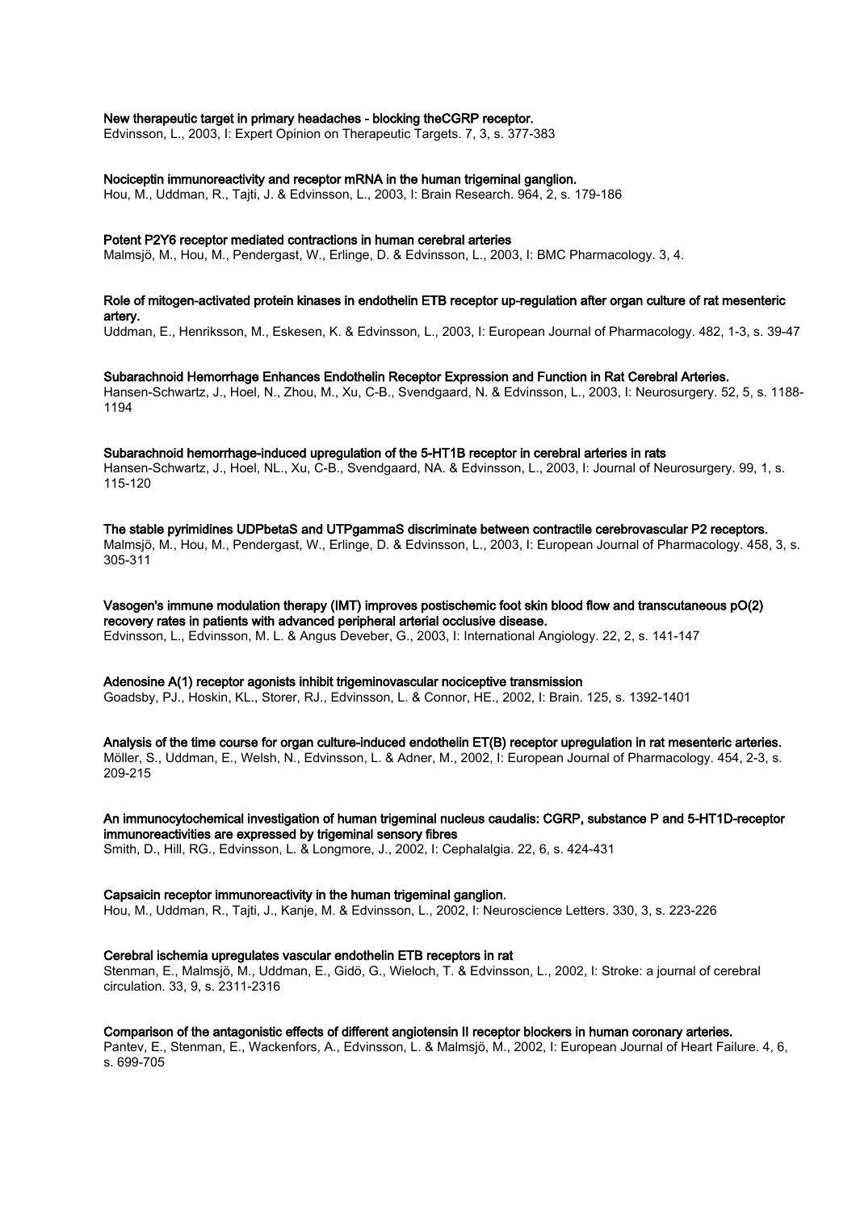**New therapeutic target in primary headaches - blocking theCGRP receptor.**
Edvinsson, L., 2003, I: Expert Opinion on Therapeutic Targets. 7, 3, s. 377-383

**Nociceptin immunoreactivity and receptor mRNA in the human trigeminal ganglion.**
Hou, M., Uddman, R., Tajti, J. & Edvinsson, L., 2003, I: Brain Research. 964, 2, s. 179-186

**Potent P2Y6 receptor mediated contractions in human cerebral arteries**
Malmsjö, M., Hou, M., Pendergast, W., Erlinge, D. & Edvinsson, L., 2003, I: BMC Pharmacology. 3, 4.

**Role of mitogen-activated protein kinases in endothelin ETB receptor up-regulation after organ culture of rat mesenteric artery.**
Uddman, E., Henriksson, M., Eskesen, K. & Edvinsson, L., 2003, I: European Journal of Pharmacology. 482, 1-3, s. 39-47

**Subarachnoid Hemorrhage Enhances Endothelin Receptor Expression and Function in Rat Cerebral Arteries.**
Hansen-Schwartz, J., Hoel, N., Zhou, M., Xu, C-B., Svendgaard, N. & Edvinsson, L., 2003, I: Neurosurgery. 52, 5, s. 1188-1194

**Subarachnoid hemorrhage-induced upregulation of the 5-HT1B receptor in cerebral arteries in rats**
Hansen-Schwartz, J., Hoel, NL., Xu, C-B., Svendgaard, NA. & Edvinsson, L., 2003, I: Journal of Neurosurgery. 99, 1, s. 115-120

**The stable pyrimidines UDPbetaS and UTPgammaS discriminate between contractile cerebrovascular P2 receptors.**
Malmsjö, M., Hou, M., Pendergast, W., Erlinge, D. & Edvinsson, L., 2003, I: European Journal of Pharmacology. 458, 3, s. 305-311

**Vasogen's immune modulation therapy (IMT) improves postischemic foot skin blood flow and transcutaneous pO(2) recovery rates in patients with advanced peripheral arterial occlusive disease.**
Edvinsson, L., Edvinsson, M. L. & Angus Deveber, G., 2003, I: International Angiology. 22, 2, s. 141-147

**Adenosine A(1) receptor agonists inhibit trigeminovascular nociceptive transmission**
Goadsby, PJ., Hoskin, KL., Storer, RJ., Edvinsson, L. & Connor, HE., 2002, I: Brain. 125, s. 1392-1401

**Analysis of the time course for organ culture-induced endothelin ET(B) receptor upregulation in rat mesenteric arteries.**
Möller, S., Uddman, E., Welsh, N., Edvinsson, L. & Adner, M., 2002, I: European Journal of Pharmacology. 454, 2-3, s. 209-215

**An immunocytochemical investigation of human trigeminal nucleus caudalis: CGRP, substance P and 5-HT1D-receptor immunoreactivities are expressed by trigeminal sensory fibres**
Smith, D., Hill, RG., Edvinsson, L. & Longmore, J., 2002, I: Cephalalgia. 22, 6, s. 424-431

**Capsaicin receptor immunoreactivity in the human trigeminal ganglion.**
Hou, M., Uddman, R., Tajti, J., Kanje, M. & Edvinsson, L., 2002, I: Neuroscience Letters. 330, 3, s. 223-226

**Cerebral ischemia upregulates vascular endothelin ETB receptors in rat**
Stenman, E., Malmsjö, M., Uddman, E., Gidö, G., Wieloch, T. & Edvinsson, L., 2002, I: Stroke: a journal of cerebral circulation. 33, 9, s. 2311-2316

**Comparison of the antagonistic effects of different angiotensin II receptor blockers in human coronary arteries.**
Pantev, E., Stenman, E., Wackenfors, A., Edvinsson, L. & Malmsjö, M., 2002, I: European Journal of Heart Failure. 4, 6, s. 699-705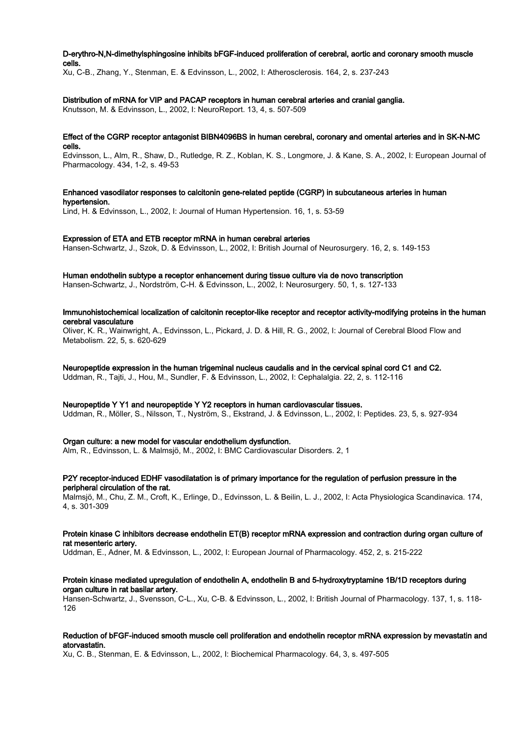**D-erythro-N,N-dimethylsphingosine inhibits bFGF-induced proliferation of cerebral, aortic and coronary smooth muscle cells.**

Xu, C-B., Zhang, Y., Stenman, E. & Edvinsson, L., 2002, I: Atherosclerosis. 164, 2, s. 237-243

**Distribution of mRNA for VIP and PACAP receptors in human cerebral arteries and cranial ganglia.**

Knutsson, M. & Edvinsson, L., 2002, I: NeuroReport. 13, 4, s. 507-509

**Effect of the CGRP receptor antagonist BIBN4096BS in human cerebral, coronary and omental arteries and in SK-N-MC cells.**

Edvinsson, L., Alm, R., Shaw, D., Rutledge, R. Z., Koblan, K. S., Longmore, J. & Kane, S. A., 2002, I: European Journal of Pharmacology. 434, 1-2, s. 49-53

**Enhanced vasodilator responses to calcitonin gene-related peptide (CGRP) in subcutaneous arteries in human hypertension.**

Lind, H. & Edvinsson, L., 2002, I: Journal of Human Hypertension. 16, 1, s. 53-59

**Expression of ETA and ETB receptor mRNA in human cerebral arteries**

Hansen-Schwartz, J., Szok, D. & Edvinsson, L., 2002, I: British Journal of Neurosurgery. 16, 2, s. 149-153

**Human endothelin subtype a receptor enhancement during tissue culture via de novo transcription**

Hansen-Schwartz, J., Nordström, C-H. & Edvinsson, L., 2002, I: Neurosurgery. 50, 1, s. 127-133

**Immunohistochemical localization of calcitonin receptor-like receptor and receptor activity-modifying proteins in the human cerebral vasculature**

Oliver, K. R., Wainwright, A., Edvinsson, L., Pickard, J. D. & Hill, R. G., 2002, I: Journal of Cerebral Blood Flow and Metabolism. 22, 5, s. 620-629

**Neuropeptide expression in the human trigeminal nucleus caudalis and in the cervical spinal cord C1 and C2.**

Uddman, R., Tajti, J., Hou, M., Sundler, F. & Edvinsson, L., 2002, I: Cephalalgia. 22, 2, s. 112-116

**Neuropeptide Y Y1 and neuropeptide Y Y2 receptors in human cardiovascular tissues.**

Uddman, R., Möller, S., Nilsson, T., Nyström, S., Ekstrand, J. & Edvinsson, L., 2002, I: Peptides. 23, 5, s. 927-934

**Organ culture: a new model for vascular endothelium dysfunction.**

Alm, R., Edvinsson, L. & Malmsjö, M., 2002, I: BMC Cardiovascular Disorders. 2, 1

**P2Y receptor-induced EDHF vasodilatation is of primary importance for the regulation of perfusion pressure in the peripheral circulation of the rat.**

Malmsjö, M., Chu, Z. M., Croft, K., Erlinge, D., Edvinsson, L. & Beilin, L. J., 2002, I: Acta Physiologica Scandinavica. 174, 4, s. 301-309

**Protein kinase C inhibitors decrease endothelin ET(B) receptor mRNA expression and contraction during organ culture of rat mesenteric artery.**

Uddman, E., Adner, M. & Edvinsson, L., 2002, I: European Journal of Pharmacology. 452, 2, s. 215-222

**Protein kinase mediated upregulation of endothelin A, endothelin B and 5-hydroxytryptamine 1B/1D receptors during organ culture in rat basilar artery.**

Hansen-Schwartz, J., Svensson, C-L., Xu, C-B. & Edvinsson, L., 2002, I: British Journal of Pharmacology. 137, 1, s. 118-126

**Reduction of bFGF-induced smooth muscle cell proliferation and endothelin receptor mRNA expression by mevastatin and atorvastatin.**

Xu, C. B., Stenman, E. & Edvinsson, L., 2002, I: Biochemical Pharmacology. 64, 3, s. 497-505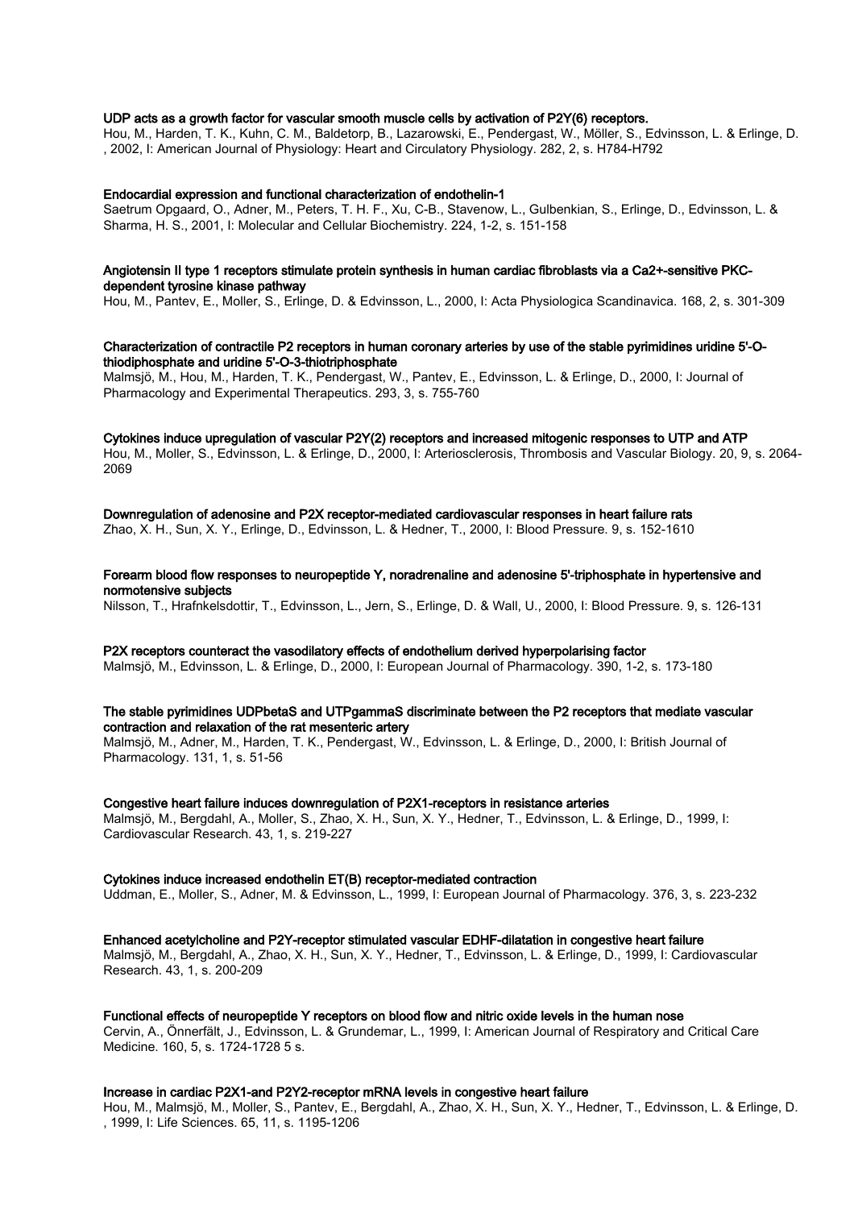**UDP acts as a growth factor for vascular smooth muscle cells by activation of P2Y(6) receptors.**
Hou, M., Harden, T. K., Kuhn, C. M., Baldetorp, B., Lazarowski, E., Pendergast, W., Möller, S., Edvinsson, L. & Erlinge, D. , 2002, I: American Journal of Physiology: Heart and Circulatory Physiology. 282, 2, s. H784-H792

**Endocardial expression and functional characterization of endothelin-1**
Saetrum Opgaard, O., Adner, M., Peters, T. H. F., Xu, C-B., Stavenow, L., Gulbenkian, S., Erlinge, D., Edvinsson, L. & Sharma, H. S., 2001, I: Molecular and Cellular Biochemistry. 224, 1-2, s. 151-158

**Angiotensin II type 1 receptors stimulate protein synthesis in human cardiac fibroblasts via a Ca2+-sensitive PKC-dependent tyrosine kinase pathway**
Hou, M., Pantev, E., Moller, S., Erlinge, D. & Edvinsson, L., 2000, I: Acta Physiologica Scandinavica. 168, 2, s. 301-309

**Characterization of contractile P2 receptors in human coronary arteries by use of the stable pyrimidines uridine 5'-O-thiodiphosphate and uridine 5'-O-3-thiotriphosphate**
Malmsjö, M., Hou, M., Harden, T. K., Pendergast, W., Pantev, E., Edvinsson, L. & Erlinge, D., 2000, I: Journal of Pharmacology and Experimental Therapeutics. 293, 3, s. 755-760

**Cytokines induce upregulation of vascular P2Y(2) receptors and increased mitogenic responses to UTP and ATP**
Hou, M., Moller, S., Edvinsson, L. & Erlinge, D., 2000, I: Arteriosclerosis, Thrombosis and Vascular Biology. 20, 9, s. 2064-2069

**Downregulation of adenosine and P2X receptor-mediated cardiovascular responses in heart failure rats**
Zhao, X. H., Sun, X. Y., Erlinge, D., Edvinsson, L. & Hedner, T., 2000, I: Blood Pressure. 9, s. 152-1610

**Forearm blood flow responses to neuropeptide Y, noradrenaline and adenosine 5'-triphosphate in hypertensive and normotensive subjects**
Nilsson, T., Hrafnkelsdottir, T., Edvinsson, L., Jern, S., Erlinge, D. & Wall, U., 2000, I: Blood Pressure. 9, s. 126-131

**P2X receptors counteract the vasodilatory effects of endothelium derived hyperpolarising factor**
Malmsjö, M., Edvinsson, L. & Erlinge, D., 2000, I: European Journal of Pharmacology. 390, 1-2, s. 173-180

**The stable pyrimidines UDPbetaS and UTPgammaS discriminate between the P2 receptors that mediate vascular contraction and relaxation of the rat mesenteric artery**
Malmsjö, M., Adner, M., Harden, T. K., Pendergast, W., Edvinsson, L. & Erlinge, D., 2000, I: British Journal of Pharmacology. 131, 1, s. 51-56

**Congestive heart failure induces downregulation of P2X1-receptors in resistance arteries**
Malmsjö, M., Bergdahl, A., Moller, S., Zhao, X. H., Sun, X. Y., Hedner, T., Edvinsson, L. & Erlinge, D., 1999, I: Cardiovascular Research. 43, 1, s. 219-227

**Cytokines induce increased endothelin ET(B) receptor-mediated contraction**
Uddman, E., Moller, S., Adner, M. & Edvinsson, L., 1999, I: European Journal of Pharmacology. 376, 3, s. 223-232

**Enhanced acetylcholine and P2Y-receptor stimulated vascular EDHF-dilatation in congestive heart failure**
Malmsjö, M., Bergdahl, A., Zhao, X. H., Sun, X. Y., Hedner, T., Edvinsson, L. & Erlinge, D., 1999, I: Cardiovascular Research. 43, 1, s. 200-209

**Functional effects of neuropeptide Y receptors on blood flow and nitric oxide levels in the human nose**
Cervin, A., Önnerfält, J., Edvinsson, L. & Grundemar, L., 1999, I: American Journal of Respiratory and Critical Care Medicine. 160, 5, s. 1724-1728 5 s.

**Increase in cardiac P2X1-and P2Y2-receptor mRNA levels in congestive heart failure**
Hou, M., Malmsjö, M., Moller, S., Pantev, E., Bergdahl, A., Zhao, X. H., Sun, X. Y., Hedner, T., Edvinsson, L. & Erlinge, D. , 1999, I: Life Sciences. 65, 11, s. 1195-1206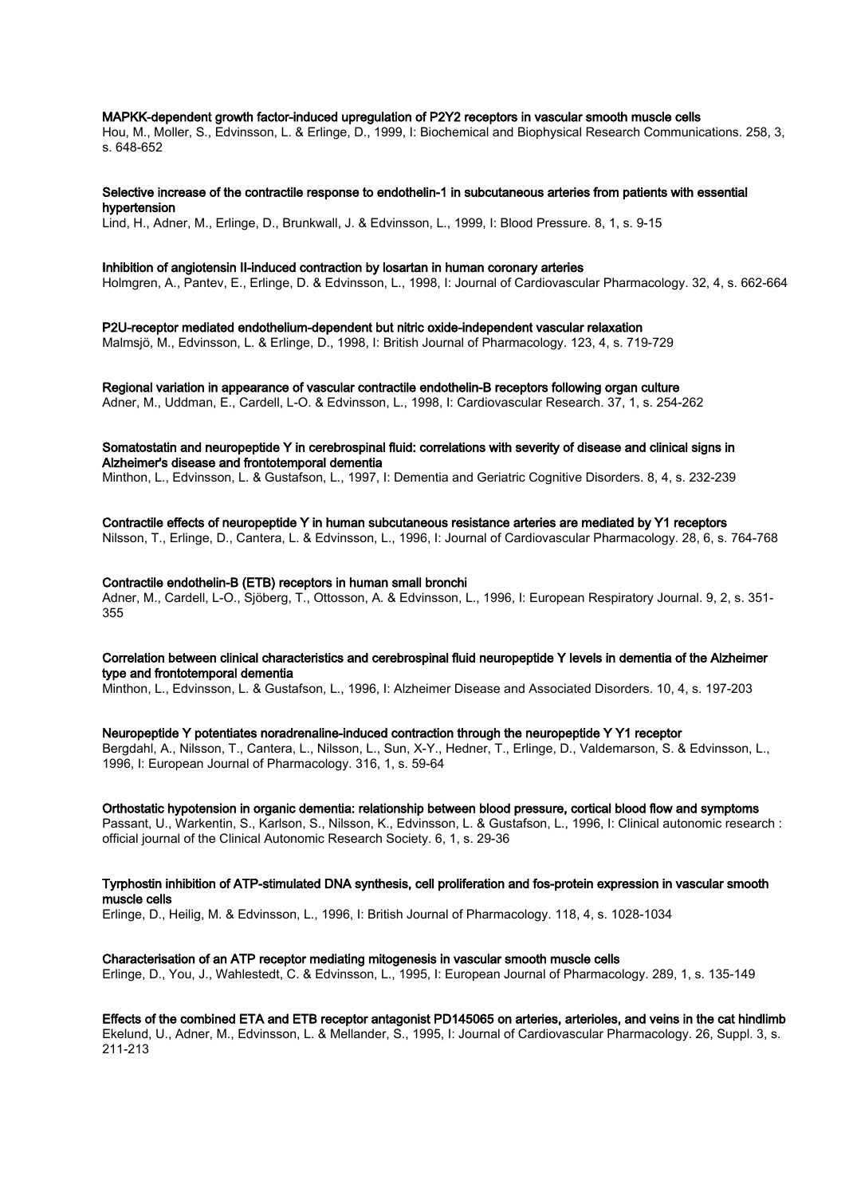**MAPKK-dependent growth factor-induced upregulation of P2Y2 receptors in vascular smooth muscle cells**
Hou, M., Moller, S., Edvinsson, L. & Erlinge, D., 1999, I: Biochemical and Biophysical Research Communications. 258, 3, s. 648-652

**Selective increase of the contractile response to endothelin-1 in subcutaneous arteries from patients with essential hypertension**
Lind, H., Adner, M., Erlinge, D., Brunkwall, J. & Edvinsson, L., 1999, I: Blood Pressure. 8, 1, s. 9-15

**Inhibition of angiotensin II-induced contraction by losartan in human coronary arteries**
Holmgren, A., Pantev, E., Erlinge, D. & Edvinsson, L., 1998, I: Journal of Cardiovascular Pharmacology. 32, 4, s. 662-664

**P2U-receptor mediated endothelium-dependent but nitric oxide-independent vascular relaxation**
Malmsjö, M., Edvinsson, L. & Erlinge, D., 1998, I: British Journal of Pharmacology. 123, 4, s. 719-729

**Regional variation in appearance of vascular contractile endothelin-B receptors following organ culture**
Adner, M., Uddman, E., Cardell, L-O. & Edvinsson, L., 1998, I: Cardiovascular Research. 37, 1, s. 254-262

**Somatostatin and neuropeptide Y in cerebrospinal fluid: correlations with severity of disease and clinical signs in Alzheimer's disease and frontotemporal dementia**
Minthon, L., Edvinsson, L. & Gustafson, L., 1997, I: Dementia and Geriatric Cognitive Disorders. 8, 4, s. 232-239

**Contractile effects of neuropeptide Y in human subcutaneous resistance arteries are mediated by Y1 receptors**
Nilsson, T., Erlinge, D., Cantera, L. & Edvinsson, L., 1996, I: Journal of Cardiovascular Pharmacology. 28, 6, s. 764-768

**Contractile endothelin-B (ETB) receptors in human small bronchi**
Adner, M., Cardell, L-O., Sjöberg, T., Ottosson, A. & Edvinsson, L., 1996, I: European Respiratory Journal. 9, 2, s. 351-355

**Correlation between clinical characteristics and cerebrospinal fluid neuropeptide Y levels in dementia of the Alzheimer type and frontotemporal dementia**
Minthon, L., Edvinsson, L. & Gustafson, L., 1996, I: Alzheimer Disease and Associated Disorders. 10, 4, s. 197-203

**Neuropeptide Y potentiates noradrenaline-induced contraction through the neuropeptide Y Y1 receptor**
Bergdahl, A., Nilsson, T., Cantera, L., Nilsson, L., Sun, X-Y., Hedner, T., Erlinge, D., Valdemarson, S. & Edvinsson, L., 1996, I: European Journal of Pharmacology. 316, 1, s. 59-64

**Orthostatic hypotension in organic dementia: relationship between blood pressure, cortical blood flow and symptoms**
Passant, U., Warkentin, S., Karlson, S., Nilsson, K., Edvinsson, L. & Gustafson, L., 1996, I: Clinical autonomic research : official journal of the Clinical Autonomic Research Society. 6, 1, s. 29-36

**Tyrphostin inhibition of ATP-stimulated DNA synthesis, cell proliferation and fos-protein expression in vascular smooth muscle cells**
Erlinge, D., Heilig, M. & Edvinsson, L., 1996, I: British Journal of Pharmacology. 118, 4, s. 1028-1034

**Characterisation of an ATP receptor mediating mitogenesis in vascular smooth muscle cells**
Erlinge, D., You, J., Wahlestedt, C. & Edvinsson, L., 1995, I: European Journal of Pharmacology. 289, 1, s. 135-149

**Effects of the combined ETA and ETB receptor antagonist PD145065 on arteries, arterioles, and veins in the cat hindlimb**
Ekelund, U., Adner, M., Edvinsson, L. & Mellander, S., 1995, I: Journal of Cardiovascular Pharmacology. 26, Suppl. 3, s. 211-213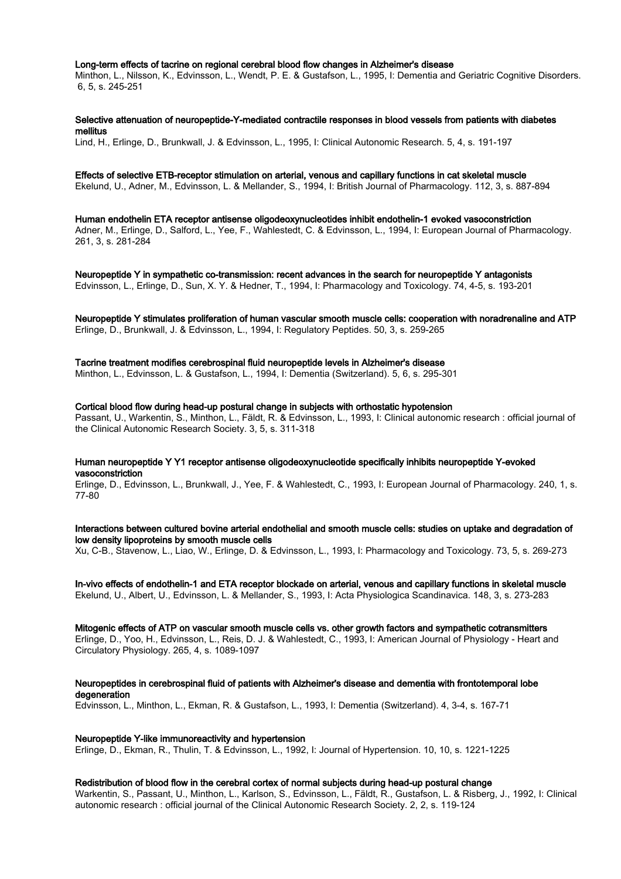**Long-term effects of tacrine on regional cerebral blood flow changes in Alzheimer's disease**
Minthon, L., Nilsson, K., Edvinsson, L., Wendt, P. E. & Gustafson, L., 1995, I: Dementia and Geriatric Cognitive Disorders. 6, 5, s. 245-251

**Selective attenuation of neuropeptide-Y-mediated contractile responses in blood vessels from patients with diabetes mellitus**
Lind, H., Erlinge, D., Brunkwall, J. & Edvinsson, L., 1995, I: Clinical Autonomic Research. 5, 4, s. 191-197

**Effects of selective ETB-receptor stimulation on arterial, venous and capillary functions in cat skeletal muscle**
Ekelund, U., Adner, M., Edvinsson, L. & Mellander, S., 1994, I: British Journal of Pharmacology. 112, 3, s. 887-894

**Human endothelin ETA receptor antisense oligodeoxynucleotides inhibit endothelin-1 evoked vasoconstriction**
Adner, M., Erlinge, D., Salford, L., Yee, F., Wahlestedt, C. & Edvinsson, L., 1994, I: European Journal of Pharmacology. 261, 3, s. 281-284

**Neuropeptide Y in sympathetic co-transmission: recent advances in the search for neuropeptide Y antagonists**
Edvinsson, L., Erlinge, D., Sun, X. Y. & Hedner, T., 1994, I: Pharmacology and Toxicology. 74, 4-5, s. 193-201

**Neuropeptide Y stimulates proliferation of human vascular smooth muscle cells: cooperation with noradrenaline and ATP**
Erlinge, D., Brunkwall, J. & Edvinsson, L., 1994, I: Regulatory Peptides. 50, 3, s. 259-265

**Tacrine treatment modifies cerebrospinal fluid neuropeptide levels in Alzheimer's disease**
Minthon, L., Edvinsson, L. & Gustafson, L., 1994, I: Dementia (Switzerland). 5, 6, s. 295-301

**Cortical blood flow during head-up postural change in subjects with orthostatic hypotension**
Passant, U., Warkentin, S., Minthon, L., Fäldt, R. & Edvinsson, L., 1993, I: Clinical autonomic research : official journal of the Clinical Autonomic Research Society. 3, 5, s. 311-318

**Human neuropeptide Y Y1 receptor antisense oligodeoxynucleotide specifically inhibits neuropeptide Y-evoked vasoconstriction**
Erlinge, D., Edvinsson, L., Brunkwall, J., Yee, F. & Wahlestedt, C., 1993, I: European Journal of Pharmacology. 240, 1, s. 77-80

**Interactions between cultured bovine arterial endothelial and smooth muscle cells: studies on uptake and degradation of low density lipoproteins by smooth muscle cells**
Xu, C-B., Stavenow, L., Liao, W., Erlinge, D. & Edvinsson, L., 1993, I: Pharmacology and Toxicology. 73, 5, s. 269-273

**In-vivo effects of endothelin-1 and ETA receptor blockade on arterial, venous and capillary functions in skeletal muscle**
Ekelund, U., Albert, U., Edvinsson, L. & Mellander, S., 1993, I: Acta Physiologica Scandinavica. 148, 3, s. 273-283

**Mitogenic effects of ATP on vascular smooth muscle cells vs. other growth factors and sympathetic cotransmitters**
Erlinge, D., Yoo, H., Edvinsson, L., Reis, D. J. & Wahlestedt, C., 1993, I: American Journal of Physiology - Heart and Circulatory Physiology. 265, 4, s. 1089-1097

**Neuropeptides in cerebrospinal fluid of patients with Alzheimer's disease and dementia with frontotemporal lobe degeneration**
Edvinsson, L., Minthon, L., Ekman, R. & Gustafson, L., 1993, I: Dementia (Switzerland). 4, 3-4, s. 167-71

**Neuropeptide Y-like immunoreactivity and hypertension**
Erlinge, D., Ekman, R., Thulin, T. & Edvinsson, L., 1992, I: Journal of Hypertension. 10, 10, s. 1221-1225

**Redistribution of blood flow in the cerebral cortex of normal subjects during head-up postural change**
Warkentin, S., Passant, U., Minthon, L., Karlson, S., Edvinsson, L., Fäldt, R., Gustafson, L. & Risberg, J., 1992, I: Clinical autonomic research : official journal of the Clinical Autonomic Research Society. 2, 2, s. 119-124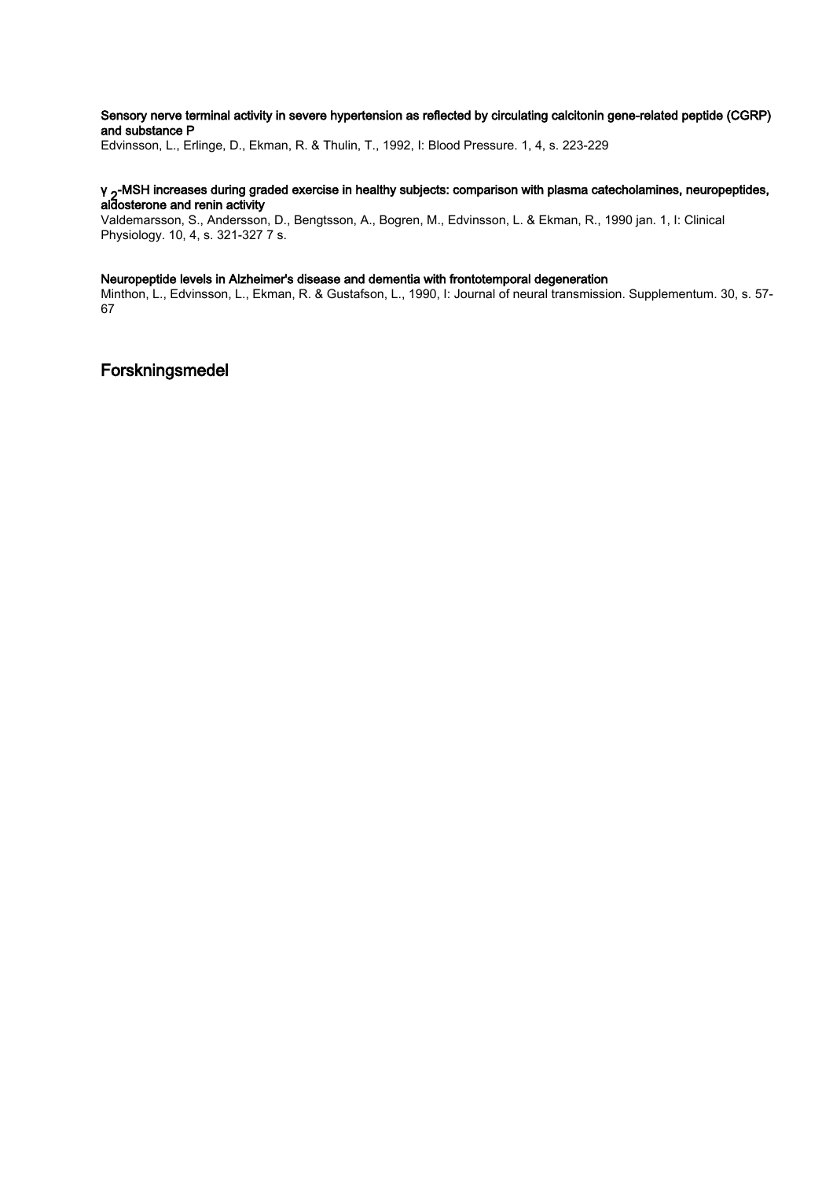**Sensory nerve terminal activity in severe hypertension as reflected by circulating calcitonin gene-related peptide (CGRP) and substance P**

Edvinsson, L., Erlinge, D., Ekman, R. & Thulin, T., 1992, I: Blood Pressure. 1, 4, s. 223-229

**$\gamma_2$-MSH increases during graded exercise in healthy subjects: comparison with plasma catecholamines, neuropeptides, aldosterone and renin activity**

Valdemarsson, S., Andersson, D., Bengtsson, A., Bogren, M., Edvinsson, L. & Ekman, R., 1990 jan. 1, I: Clinical Physiology. 10, 4, s. 321-327 7 s.

**Neuropeptide levels in Alzheimer's disease and dementia with frontotemporal degeneration**

Minthon, L., Edvinsson, L., Ekman, R. & Gustafson, L., 1990, I: Journal of neural transmission. Supplementum. 30, s. 57-67

## Forskningsmedel